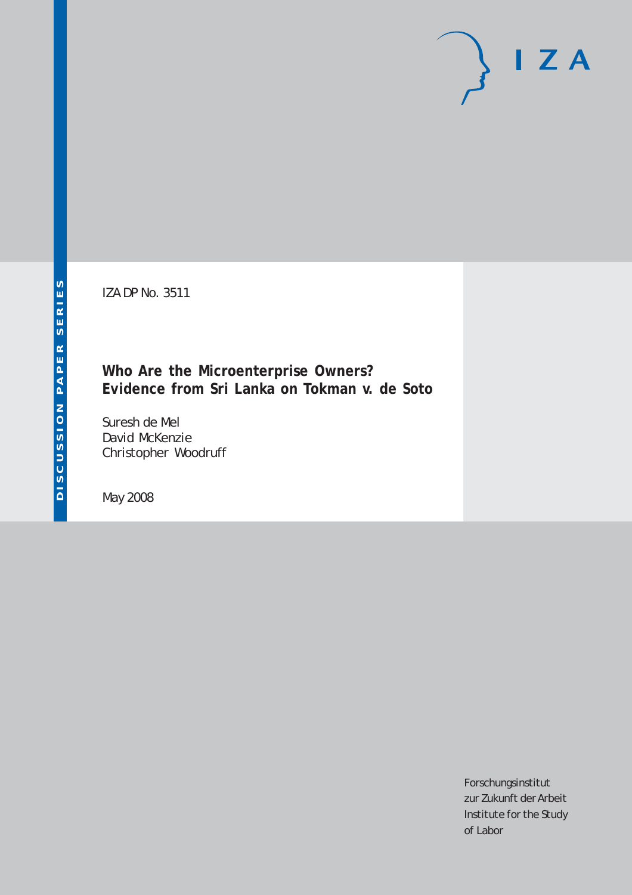IZA DP No. 3511

# Who Are the Microenterprise Owners? Evidence from Sri Lanka on Tokman v. de Soto

Suresh de Mel
David McKenzie
Christopher Woodruff

May 2008

Forschungsinstitut
zur Zukunft der Arbeit
Institute for the Study
of Labor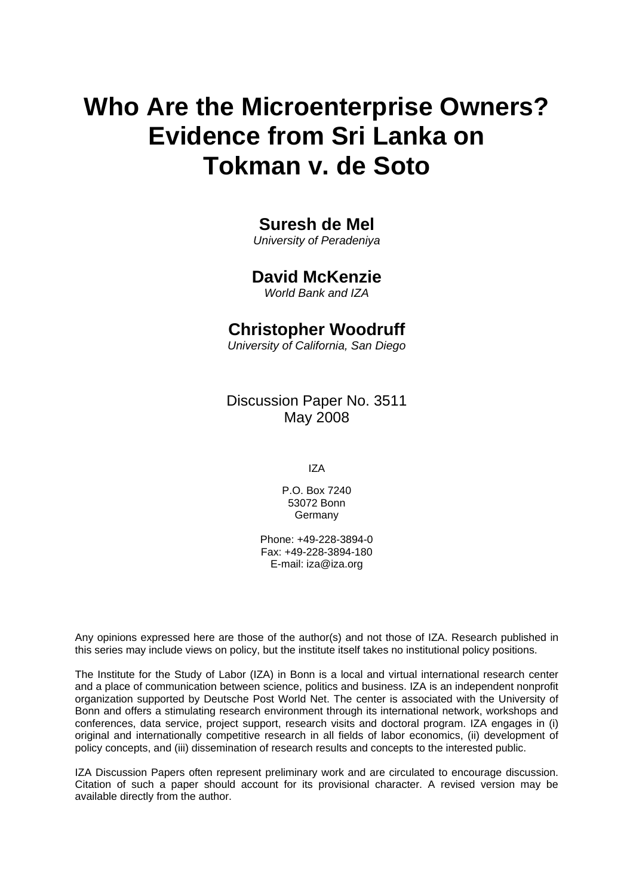# Who Are the Microenterprise Owners? Evidence from Sri Lanka on Tokman v. de Soto

**Suresh de Mel**
*University of Peradeniya*

**David McKenzie**
*World Bank and IZA*

**Christopher Woodruff**
*University of California, San Diego*

Discussion Paper No. 3511
May 2008

IZA

P.O. Box 7240
53072 Bonn
Germany

Phone: +49-228-3894-0
Fax: +49-228-3894-180
E-mail: iza@iza.org

Any opinions expressed here are those of the author(s) and not those of IZA. Research published in this series may include views on policy, but the institute itself takes no institutional policy positions.

The Institute for the Study of Labor (IZA) in Bonn is a local and virtual international research center and a place of communication between science, politics and business. IZA is an independent nonprofit organization supported by Deutsche Post World Net. The center is associated with the University of Bonn and offers a stimulating research environment through its international network, workshops and conferences, data service, project support, research visits and doctoral program. IZA engages in (i) original and internationally competitive research in all fields of labor economics, (ii) development of policy concepts, and (iii) dissemination of research results and concepts to the interested public.

IZA Discussion Papers often represent preliminary work and are circulated to encourage discussion. Citation of such a paper should account for its provisional character. A revised version may be available directly from the author.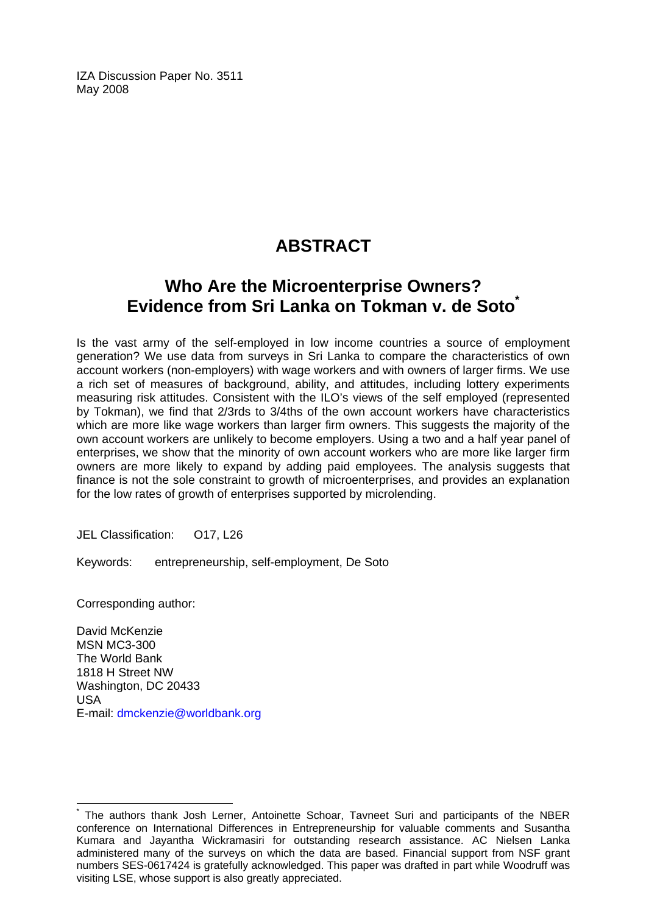IZA Discussion Paper No. 3511
May 2008

# ABSTRACT

## Who Are the Microenterprise Owners? Evidence from Sri Lanka on Tokman v. de Soto*

Is the vast army of the self-employed in low income countries a source of employment generation? We use data from surveys in Sri Lanka to compare the characteristics of own account workers (non-employers) with wage workers and with owners of larger firms. We use a rich set of measures of background, ability, and attitudes, including lottery experiments measuring risk attitudes. Consistent with the ILO's views of the self employed (represented by Tokman), we find that 2/3rds to 3/4ths of the own account workers have characteristics which are more like wage workers than larger firm owners. This suggests the majority of the own account workers are unlikely to become employers. Using a two and a half year panel of enterprises, we show that the minority of own account workers who are more like larger firm owners are more likely to expand by adding paid employees. The analysis suggests that finance is not the sole constraint to growth of microenterprises, and provides an explanation for the low rates of growth of enterprises supported by microlending.

JEL Classification: O17, L26

Keywords: entrepreneurship, self-employment, De Soto

Corresponding author:

David McKenzie
MSN MC3-300
The World Bank
1818 H Street NW
Washington, DC 20433
USA
E-mail: dmckenzie@worldbank.org

---

* The authors thank Josh Lerner, Antoinette Schoar, Tavneet Suri and participants of the NBER conference on International Differences in Entrepreneurship for valuable comments and Susantha Kumara and Jayantha Wickramasiri for outstanding research assistance. AC Nielsen Lanka administered many of the surveys on which the data are based. Financial support from NSF grant numbers SES-0617424 is gratefully acknowledged. This paper was drafted in part while Woodruff was visiting LSE, whose support is also greatly appreciated.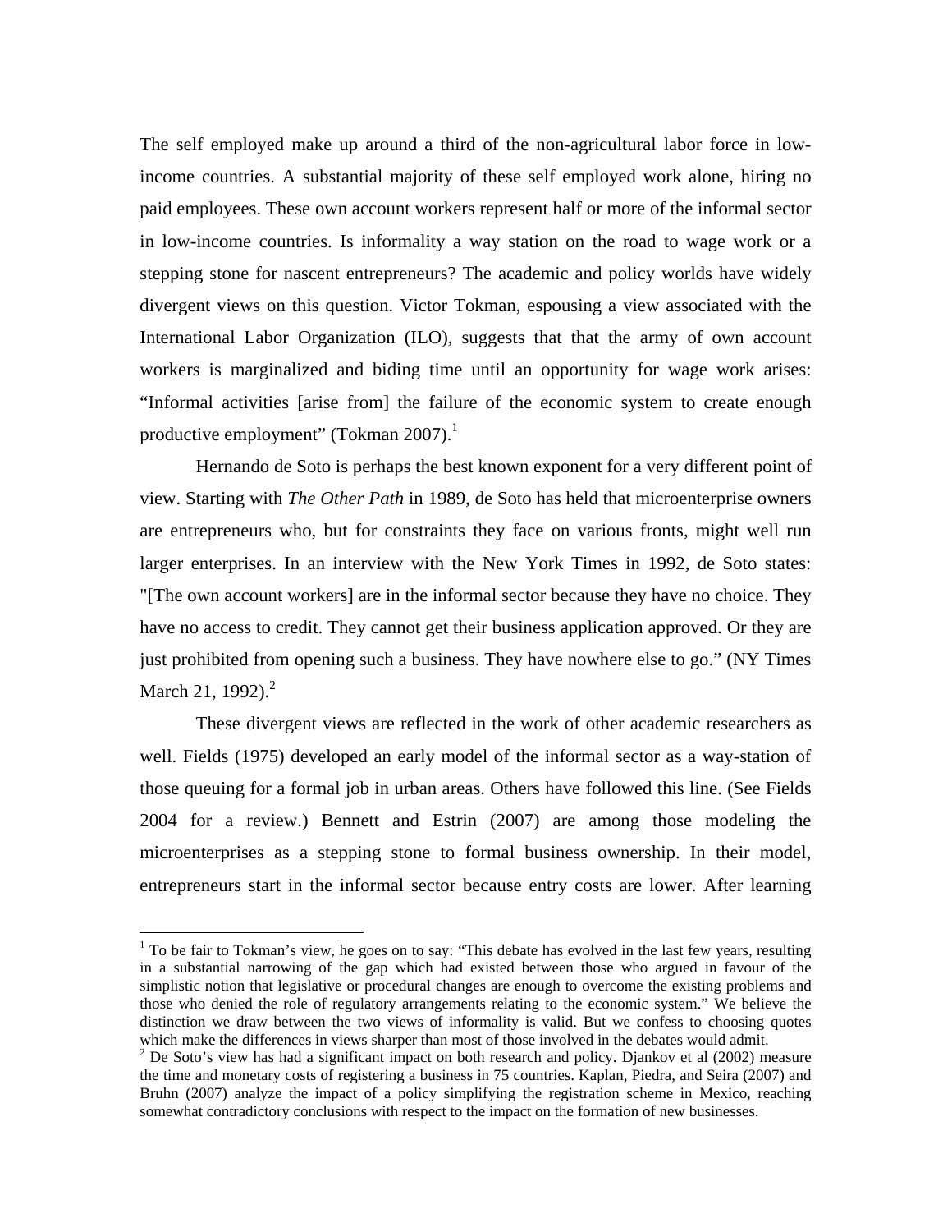The self employed make up around a third of the non-agricultural labor force in low-income countries. A substantial majority of these self employed work alone, hiring no paid employees. These own account workers represent half or more of the informal sector in low-income countries. Is informality a way station on the road to wage work or a stepping stone for nascent entrepreneurs? The academic and policy worlds have widely divergent views on this question. Victor Tokman, espousing a view associated with the International Labor Organization (ILO), suggests that that the army of own account workers is marginalized and biding time until an opportunity for wage work arises: "Informal activities [arise from] the failure of the economic system to create enough productive employment" (Tokman 2007).[1]

Hernando de Soto is perhaps the best known exponent for a very different point of view. Starting with *The Other Path* in 1989, de Soto has held that microenterprise owners are entrepreneurs who, but for constraints they face on various fronts, might well run larger enterprises. In an interview with the New York Times in 1992, de Soto states: "[The own account workers] are in the informal sector because they have no choice. They have no access to credit. They cannot get their business application approved. Or they are just prohibited from opening such a business. They have nowhere else to go." (NY Times March 21, 1992).[2]

These divergent views are reflected in the work of other academic researchers as well. Fields (1975) developed an early model of the informal sector as a way-station of those queuing for a formal job in urban areas. Others have followed this line. (See Fields 2004 for a review.) Bennett and Estrin (2007) are among those modeling the microenterprises as a stepping stone to formal business ownership. In their model, entrepreneurs start in the informal sector because entry costs are lower. After learning

---

[1] To be fair to Tokman's view, he goes on to say: "This debate has evolved in the last few years, resulting in a substantial narrowing of the gap which had existed between those who argued in favour of the simplistic notion that legislative or procedural changes are enough to overcome the existing problems and those who denied the role of regulatory arrangements relating to the economic system." We believe the distinction we draw between the two views of informality is valid. But we confess to choosing quotes which make the differences in views sharper than most of those involved in the debates would admit.

[2] De Soto's view has had a significant impact on both research and policy. Djankov et al (2002) measure the time and monetary costs of registering a business in 75 countries. Kaplan, Piedra, and Seira (2007) and Bruhn (2007) analyze the impact of a policy simplifying the registration scheme in Mexico, reaching somewhat contradictory conclusions with respect to the impact on the formation of new businesses.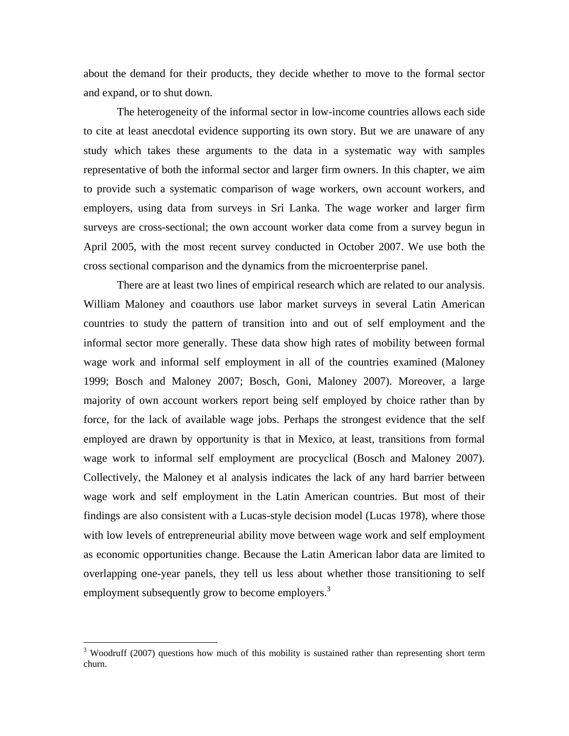about the demand for their products, they decide whether to move to the formal sector and expand, or to shut down.

The heterogeneity of the informal sector in low-income countries allows each side to cite at least anecdotal evidence supporting its own story. But we are unaware of any study which takes these arguments to the data in a systematic way with samples representative of both the informal sector and larger firm owners. In this chapter, we aim to provide such a systematic comparison of wage workers, own account workers, and employers, using data from surveys in Sri Lanka. The wage worker and larger firm surveys are cross-sectional; the own account worker data come from a survey begun in April 2005, with the most recent survey conducted in October 2007. We use both the cross sectional comparison and the dynamics from the microenterprise panel.

There are at least two lines of empirical research which are related to our analysis. William Maloney and coauthors use labor market surveys in several Latin American countries to study the pattern of transition into and out of self employment and the informal sector more generally. These data show high rates of mobility between formal wage work and informal self employment in all of the countries examined (Maloney 1999; Bosch and Maloney 2007; Bosch, Goni, Maloney 2007). Moreover, a large majority of own account workers report being self employed by choice rather than by force, for the lack of available wage jobs. Perhaps the strongest evidence that the self employed are drawn by opportunity is that in Mexico, at least, transitions from formal wage work to informal self employment are procyclical (Bosch and Maloney 2007). Collectively, the Maloney et al analysis indicates the lack of any hard barrier between wage work and self employment in the Latin American countries. But most of their findings are also consistent with a Lucas-style decision model (Lucas 1978), where those with low levels of entrepreneurial ability move between wage work and self employment as economic opportunities change. Because the Latin American labor data are limited to overlapping one-year panels, they tell us less about whether those transitioning to self employment subsequently grow to become employers.[3]

[3] Woodruff (2007) questions how much of this mobility is sustained rather than representing short term churn.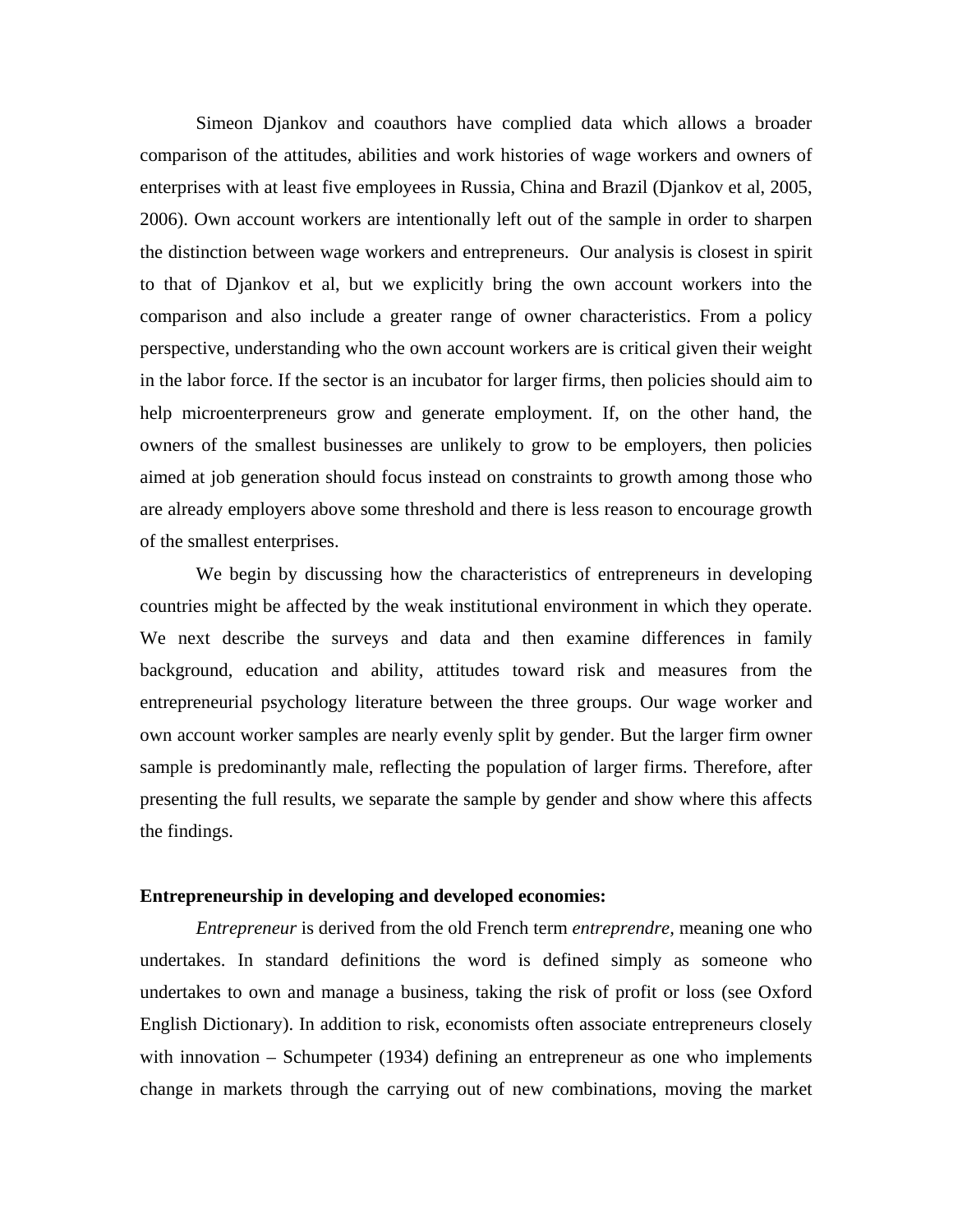Simeon Djankov and coauthors have complied data which allows a broader comparison of the attitudes, abilities and work histories of wage workers and owners of enterprises with at least five employees in Russia, China and Brazil (Djankov et al, 2005, 2006). Own account workers are intentionally left out of the sample in order to sharpen the distinction between wage workers and entrepreneurs. Our analysis is closest in spirit to that of Djankov et al, but we explicitly bring the own account workers into the comparison and also include a greater range of owner characteristics. From a policy perspective, understanding who the own account workers are is critical given their weight in the labor force. If the sector is an incubator for larger firms, then policies should aim to help microenterpreneurs grow and generate employment. If, on the other hand, the owners of the smallest businesses are unlikely to grow to be employers, then policies aimed at job generation should focus instead on constraints to growth among those who are already employers above some threshold and there is less reason to encourage growth of the smallest enterprises.

We begin by discussing how the characteristics of entrepreneurs in developing countries might be affected by the weak institutional environment in which they operate. We next describe the surveys and data and then examine differences in family background, education and ability, attitudes toward risk and measures from the entrepreneurial psychology literature between the three groups. Our wage worker and own account worker samples are nearly evenly split by gender. But the larger firm owner sample is predominantly male, reflecting the population of larger firms. Therefore, after presenting the full results, we separate the sample by gender and show where this affects the findings.

**Entrepreneurship in developing and developed economies:**

*Entrepreneur* is derived from the old French term *entreprendre*, meaning one who undertakes. In standard definitions the word is defined simply as someone who undertakes to own and manage a business, taking the risk of profit or loss (see Oxford English Dictionary). In addition to risk, economists often associate entrepreneurs closely with innovation – Schumpeter (1934) defining an entrepreneur as one who implements change in markets through the carrying out of new combinations, moving the market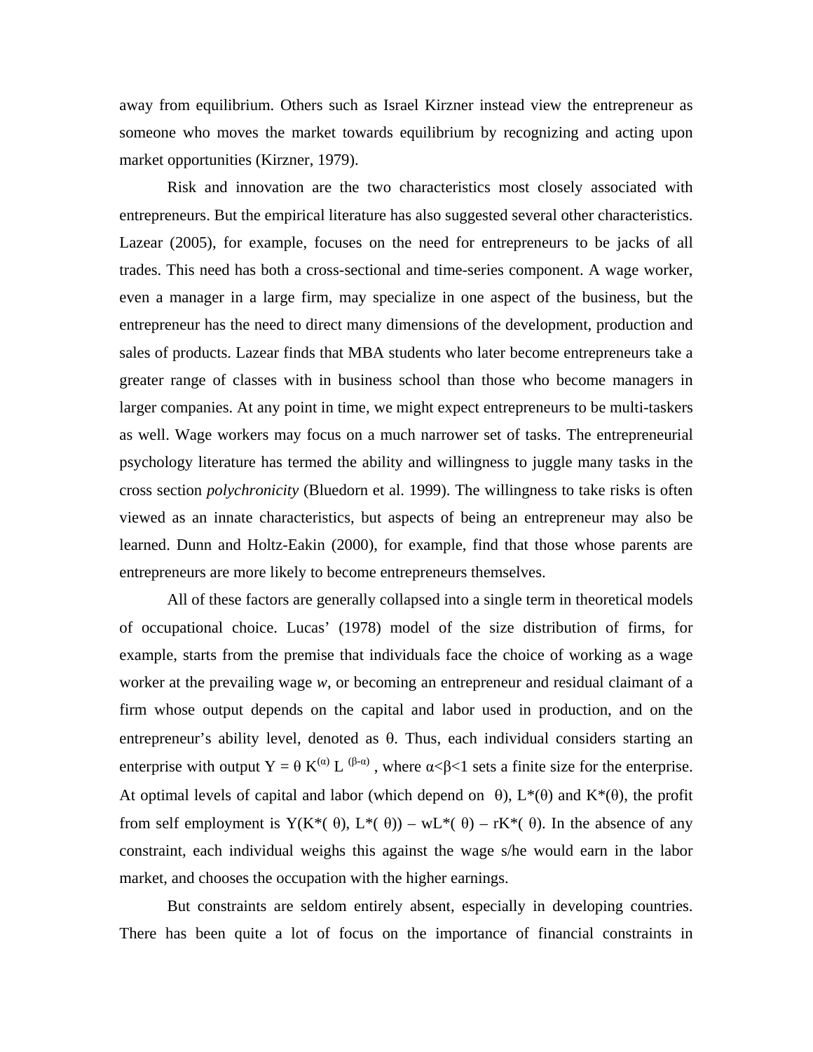away from equilibrium. Others such as Israel Kirzner instead view the entrepreneur as someone who moves the market towards equilibrium by recognizing and acting upon market opportunities (Kirzner, 1979).

Risk and innovation are the two characteristics most closely associated with entrepreneurs. But the empirical literature has also suggested several other characteristics. Lazear (2005), for example, focuses on the need for entrepreneurs to be jacks of all trades. This need has both a cross-sectional and time-series component. A wage worker, even a manager in a large firm, may specialize in one aspect of the business, but the entrepreneur has the need to direct many dimensions of the development, production and sales of products. Lazear finds that MBA students who later become entrepreneurs take a greater range of classes with in business school than those who become managers in larger companies. At any point in time, we might expect entrepreneurs to be multi-taskers as well. Wage workers may focus on a much narrower set of tasks. The entrepreneurial psychology literature has termed the ability and willingness to juggle many tasks in the cross section *polychronicity* (Bluedorn et al. 1999). The willingness to take risks is often viewed as an innate characteristics, but aspects of being an entrepreneur may also be learned. Dunn and Holtz-Eakin (2000), for example, find that those whose parents are entrepreneurs are more likely to become entrepreneurs themselves.

All of these factors are generally collapsed into a single term in theoretical models of occupational choice. Lucas' (1978) model of the size distribution of firms, for example, starts from the premise that individuals face the choice of working as a wage worker at the prevailing wage *w*, or becoming an entrepreneur and residual claimant of a firm whose output depends on the capital and labor used in production, and on the entrepreneur's ability level, denoted as $\theta$. Thus, each individual considers starting an enterprise with output $Y = \theta K^{(\alpha)} L^{(\beta-\alpha)}$, where $\alpha<\beta<1$ sets a finite size for the enterprise. At optimal levels of capital and labor (which depend on $\theta$), $L^*(\theta)$ and $K^*(\theta)$, the profit from self employment is $Y(K^*(\theta), L^*(\theta)) - wL^*(\theta) - rK^*(\theta)$. In the absence of any constraint, each individual weighs this against the wage s/he would earn in the labor market, and chooses the occupation with the higher earnings.

But constraints are seldom entirely absent, especially in developing countries. There has been quite a lot of focus on the importance of financial constraints in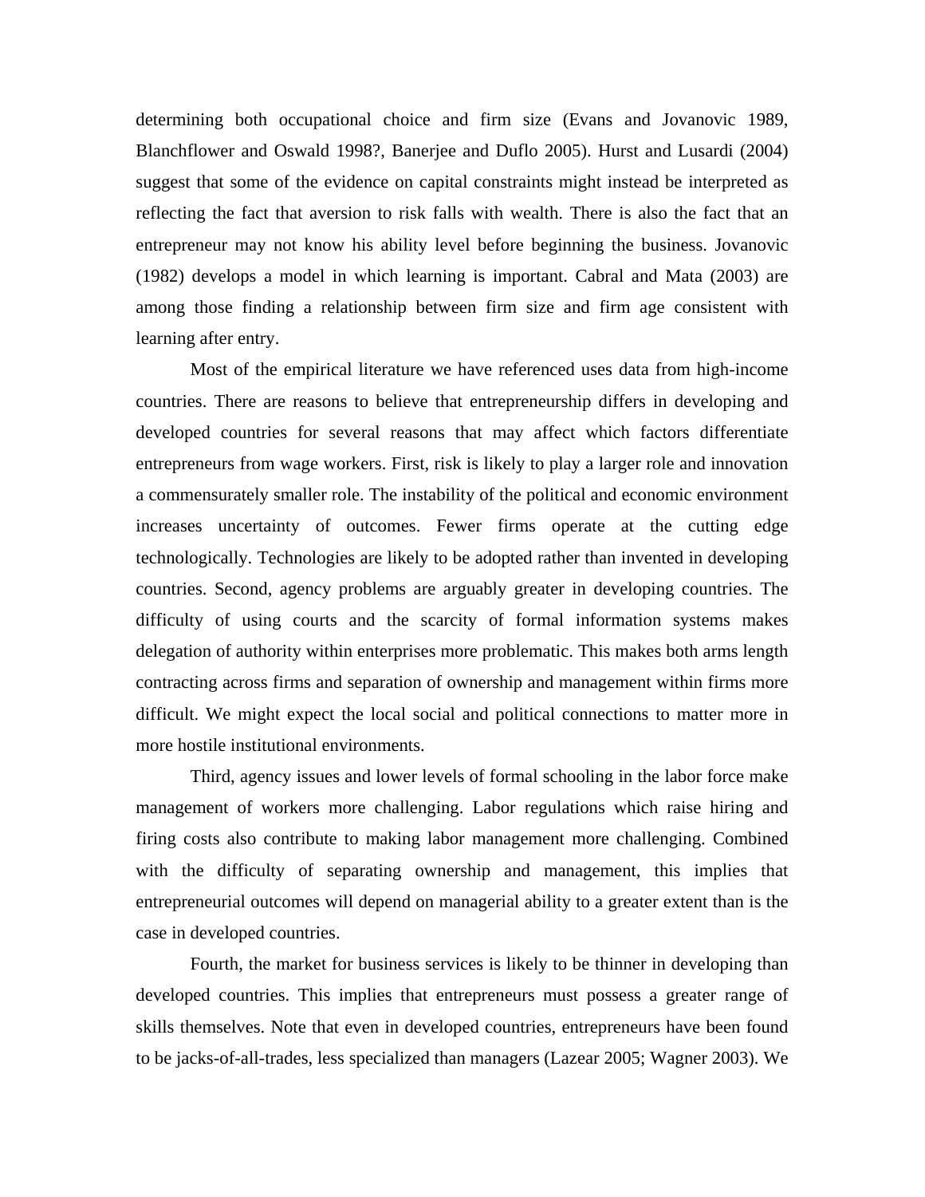determining both occupational choice and firm size (Evans and Jovanovic 1989, Blanchflower and Oswald 1998?, Banerjee and Duflo 2005). Hurst and Lusardi (2004) suggest that some of the evidence on capital constraints might instead be interpreted as reflecting the fact that aversion to risk falls with wealth. There is also the fact that an entrepreneur may not know his ability level before beginning the business. Jovanovic (1982) develops a model in which learning is important. Cabral and Mata (2003) are among those finding a relationship between firm size and firm age consistent with learning after entry.

Most of the empirical literature we have referenced uses data from high-income countries. There are reasons to believe that entrepreneurship differs in developing and developed countries for several reasons that may affect which factors differentiate entrepreneurs from wage workers. First, risk is likely to play a larger role and innovation a commensurately smaller role. The instability of the political and economic environment increases uncertainty of outcomes. Fewer firms operate at the cutting edge technologically. Technologies are likely to be adopted rather than invented in developing countries. Second, agency problems are arguably greater in developing countries. The difficulty of using courts and the scarcity of formal information systems makes delegation of authority within enterprises more problematic. This makes both arms length contracting across firms and separation of ownership and management within firms more difficult. We might expect the local social and political connections to matter more in more hostile institutional environments.

Third, agency issues and lower levels of formal schooling in the labor force make management of workers more challenging. Labor regulations which raise hiring and firing costs also contribute to making labor management more challenging. Combined with the difficulty of separating ownership and management, this implies that entrepreneurial outcomes will depend on managerial ability to a greater extent than is the case in developed countries.

Fourth, the market for business services is likely to be thinner in developing than developed countries. This implies that entrepreneurs must possess a greater range of skills themselves. Note that even in developed countries, entrepreneurs have been found to be jacks-of-all-trades, less specialized than managers (Lazear 2005; Wagner 2003). We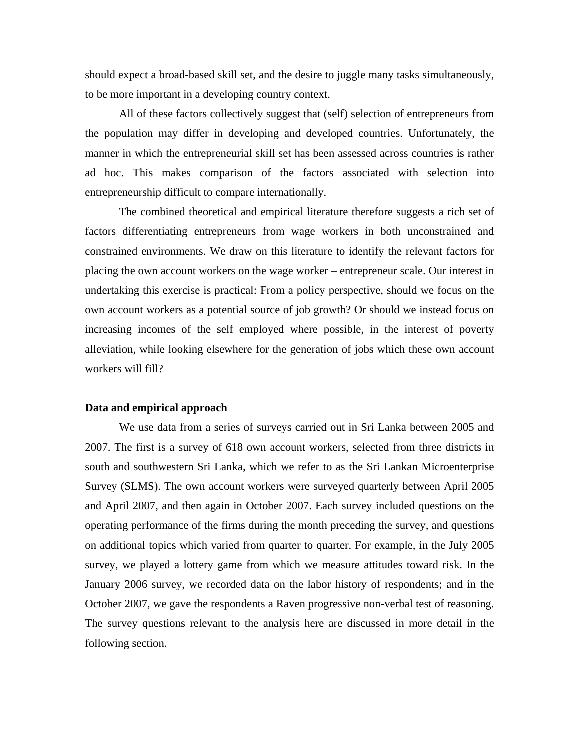should expect a broad-based skill set, and the desire to juggle many tasks simultaneously, to be more important in a developing country context.

All of these factors collectively suggest that (self) selection of entrepreneurs from the population may differ in developing and developed countries. Unfortunately, the manner in which the entrepreneurial skill set has been assessed across countries is rather ad hoc. This makes comparison of the factors associated with selection into entrepreneurship difficult to compare internationally.

The combined theoretical and empirical literature therefore suggests a rich set of factors differentiating entrepreneurs from wage workers in both unconstrained and constrained environments. We draw on this literature to identify the relevant factors for placing the own account workers on the wage worker – entrepreneur scale. Our interest in undertaking this exercise is practical: From a policy perspective, should we focus on the own account workers as a potential source of job growth? Or should we instead focus on increasing incomes of the self employed where possible, in the interest of poverty alleviation, while looking elsewhere for the generation of jobs which these own account workers will fill?

**Data and empirical approach**

We use data from a series of surveys carried out in Sri Lanka between 2005 and 2007. The first is a survey of 618 own account workers, selected from three districts in south and southwestern Sri Lanka, which we refer to as the Sri Lankan Microenterprise Survey (SLMS). The own account workers were surveyed quarterly between April 2005 and April 2007, and then again in October 2007. Each survey included questions on the operating performance of the firms during the month preceding the survey, and questions on additional topics which varied from quarter to quarter. For example, in the July 2005 survey, we played a lottery game from which we measure attitudes toward risk. In the January 2006 survey, we recorded data on the labor history of respondents; and in the October 2007, we gave the respondents a Raven progressive non-verbal test of reasoning. The survey questions relevant to the analysis here are discussed in more detail in the following section.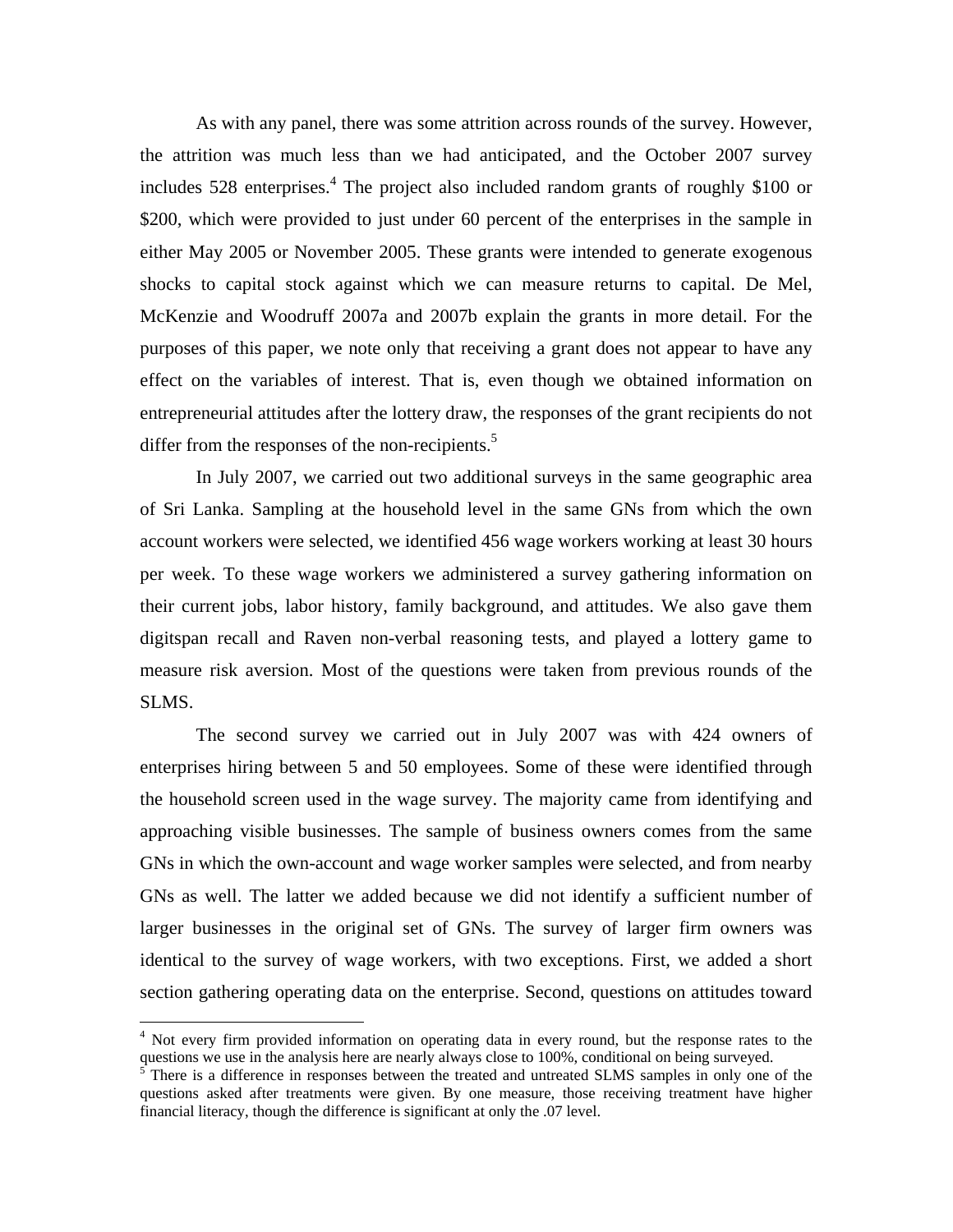As with any panel, there was some attrition across rounds of the survey. However, the attrition was much less than we had anticipated, and the October 2007 survey includes 528 enterprises.[4] The project also included random grants of roughly $100 or $200, which were provided to just under 60 percent of the enterprises in the sample in either May 2005 or November 2005. These grants were intended to generate exogenous shocks to capital stock against which we can measure returns to capital. De Mel, McKenzie and Woodruff 2007a and 2007b explain the grants in more detail. For the purposes of this paper, we note only that receiving a grant does not appear to have any effect on the variables of interest. That is, even though we obtained information on entrepreneurial attitudes after the lottery draw, the responses of the grant recipients do not differ from the responses of the non-recipients.[5]

In July 2007, we carried out two additional surveys in the same geographic area of Sri Lanka. Sampling at the household level in the same GNs from which the own account workers were selected, we identified 456 wage workers working at least 30 hours per week. To these wage workers we administered a survey gathering information on their current jobs, labor history, family background, and attitudes. We also gave them digitspan recall and Raven non-verbal reasoning tests, and played a lottery game to measure risk aversion. Most of the questions were taken from previous rounds of the SLMS.

The second survey we carried out in July 2007 was with 424 owners of enterprises hiring between 5 and 50 employees. Some of these were identified through the household screen used in the wage survey. The majority came from identifying and approaching visible businesses. The sample of business owners comes from the same GNs in which the own-account and wage worker samples were selected, and from nearby GNs as well. The latter we added because we did not identify a sufficient number of larger businesses in the original set of GNs. The survey of larger firm owners was identical to the survey of wage workers, with two exceptions. First, we added a short section gathering operating data on the enterprise. Second, questions on attitudes toward

---

[4] Not every firm provided information on operating data in every round, but the response rates to the questions we use in the analysis here are nearly always close to 100%, conditional on being surveyed.

[5] There is a difference in responses between the treated and untreated SLMS samples in only one of the questions asked after treatments were given. By one measure, those receiving treatment have higher financial literacy, though the difference is significant at only the .07 level.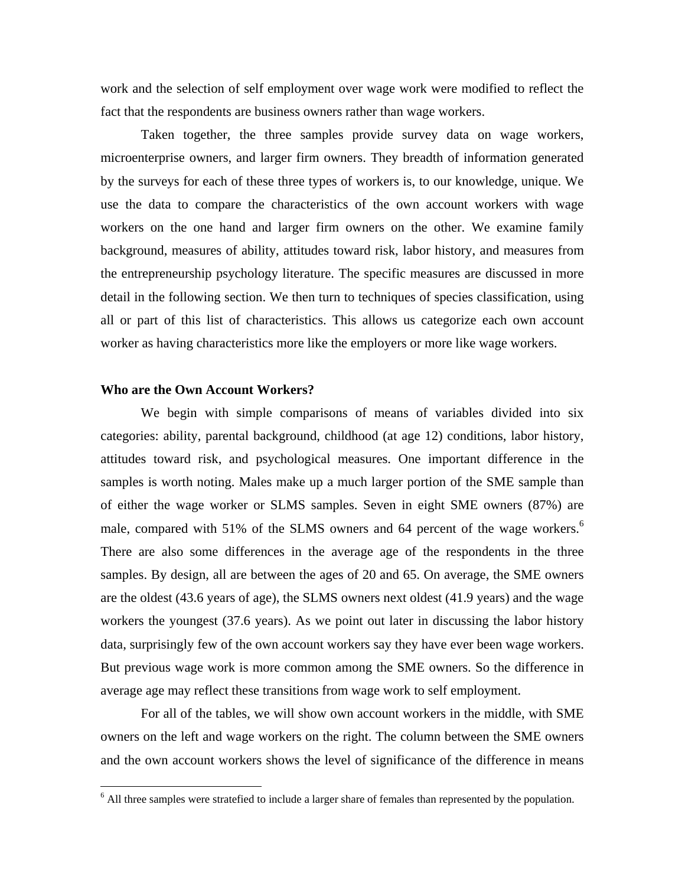work and the selection of self employment over wage work were modified to reflect the fact that the respondents are business owners rather than wage workers.

Taken together, the three samples provide survey data on wage workers, microenterprise owners, and larger firm owners. They breadth of information generated by the surveys for each of these three types of workers is, to our knowledge, unique. We use the data to compare the characteristics of the own account workers with wage workers on the one hand and larger firm owners on the other. We examine family background, measures of ability, attitudes toward risk, labor history, and measures from the entrepreneurship psychology literature. The specific measures are discussed in more detail in the following section. We then turn to techniques of species classification, using all or part of this list of characteristics. This allows us categorize each own account worker as having characteristics more like the employers or more like wage workers.

**Who are the Own Account Workers?**

We begin with simple comparisons of means of variables divided into six categories: ability, parental background, childhood (at age 12) conditions, labor history, attitudes toward risk, and psychological measures. One important difference in the samples is worth noting. Males make up a much larger portion of the SME sample than of either the wage worker or SLMS samples. Seven in eight SME owners (87%) are male, compared with 51% of the SLMS owners and 64 percent of the wage workers.[6] There are also some differences in the average age of the respondents in the three samples. By design, all are between the ages of 20 and 65. On average, the SME owners are the oldest (43.6 years of age), the SLMS owners next oldest (41.9 years) and the wage workers the youngest (37.6 years). As we point out later in discussing the labor history data, surprisingly few of the own account workers say they have ever been wage workers. But previous wage work is more common among the SME owners. So the difference in average age may reflect these transitions from wage work to self employment.

For all of the tables, we will show own account workers in the middle, with SME owners on the left and wage workers on the right. The column between the SME owners and the own account workers shows the level of significance of the difference in means

[6] All three samples were stratefied to include a larger share of females than represented by the population.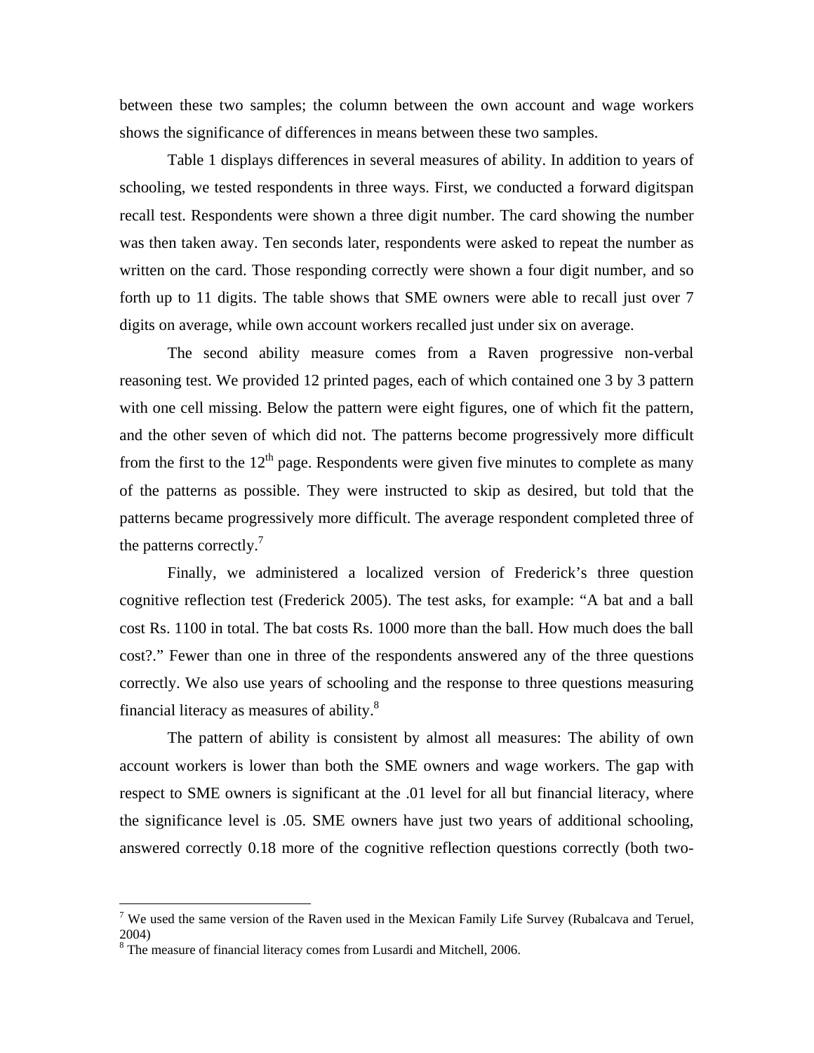between these two samples; the column between the own account and wage workers shows the significance of differences in means between these two samples.

Table 1 displays differences in several measures of ability. In addition to years of schooling, we tested respondents in three ways. First, we conducted a forward digitspan recall test. Respondents were shown a three digit number. The card showing the number was then taken away. Ten seconds later, respondents were asked to repeat the number as written on the card. Those responding correctly were shown a four digit number, and so forth up to 11 digits. The table shows that SME owners were able to recall just over 7 digits on average, while own account workers recalled just under six on average.

The second ability measure comes from a Raven progressive non-verbal reasoning test. We provided 12 printed pages, each of which contained one 3 by 3 pattern with one cell missing. Below the pattern were eight figures, one of which fit the pattern, and the other seven of which did not. The patterns become progressively more difficult from the first to the 12th page. Respondents were given five minutes to complete as many of the patterns as possible. They were instructed to skip as desired, but told that the patterns became progressively more difficult. The average respondent completed three of the patterns correctly.[7]

Finally, we administered a localized version of Frederick's three question cognitive reflection test (Frederick 2005). The test asks, for example: "A bat and a ball cost Rs. 1100 in total. The bat costs Rs. 1000 more than the ball. How much does the ball cost?." Fewer than one in three of the respondents answered any of the three questions correctly. We also use years of schooling and the response to three questions measuring financial literacy as measures of ability.[8]

The pattern of ability is consistent by almost all measures: The ability of own account workers is lower than both the SME owners and wage workers. The gap with respect to SME owners is significant at the .01 level for all but financial literacy, where the significance level is .05. SME owners have just two years of additional schooling, answered correctly 0.18 more of the cognitive reflection questions correctly (both two-

---

[7] We used the same version of the Raven used in the Mexican Family Life Survey (Rubalcava and Teruel, 2004)

[8] The measure of financial literacy comes from Lusardi and Mitchell, 2006.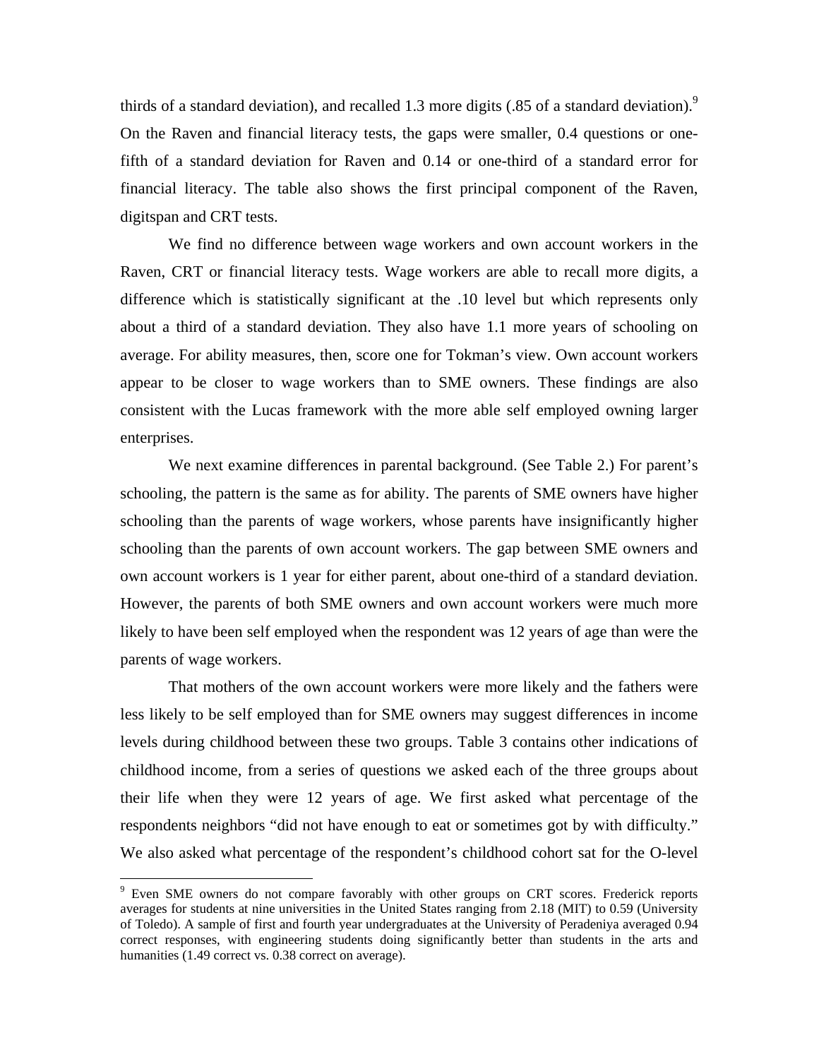thirds of a standard deviation), and recalled 1.3 more digits (.85 of a standard deviation).[9] On the Raven and financial literacy tests, the gaps were smaller, 0.4 questions or one-fifth of a standard deviation for Raven and 0.14 or one-third of a standard error for financial literacy. The table also shows the first principal component of the Raven, digitspan and CRT tests.

We find no difference between wage workers and own account workers in the Raven, CRT or financial literacy tests. Wage workers are able to recall more digits, a difference which is statistically significant at the .10 level but which represents only about a third of a standard deviation. They also have 1.1 more years of schooling on average. For ability measures, then, score one for Tokman's view. Own account workers appear to be closer to wage workers than to SME owners. These findings are also consistent with the Lucas framework with the more able self employed owning larger enterprises.

We next examine differences in parental background. (See Table 2.) For parent's schooling, the pattern is the same as for ability. The parents of SME owners have higher schooling than the parents of wage workers, whose parents have insignificantly higher schooling than the parents of own account workers. The gap between SME owners and own account workers is 1 year for either parent, about one-third of a standard deviation. However, the parents of both SME owners and own account workers were much more likely to have been self employed when the respondent was 12 years of age than were the parents of wage workers.

That mothers of the own account workers were more likely and the fathers were less likely to be self employed than for SME owners may suggest differences in income levels during childhood between these two groups. Table 3 contains other indications of childhood income, from a series of questions we asked each of the three groups about their life when they were 12 years of age. We first asked what percentage of the respondents neighbors "did not have enough to eat or sometimes got by with difficulty." We also asked what percentage of the respondent's childhood cohort sat for the O-level

[9] Even SME owners do not compare favorably with other groups on CRT scores. Frederick reports averages for students at nine universities in the United States ranging from 2.18 (MIT) to 0.59 (University of Toledo). A sample of first and fourth year undergraduates at the University of Peradeniya averaged 0.94 correct responses, with engineering students doing significantly better than students in the arts and humanities (1.49 correct vs. 0.38 correct on average).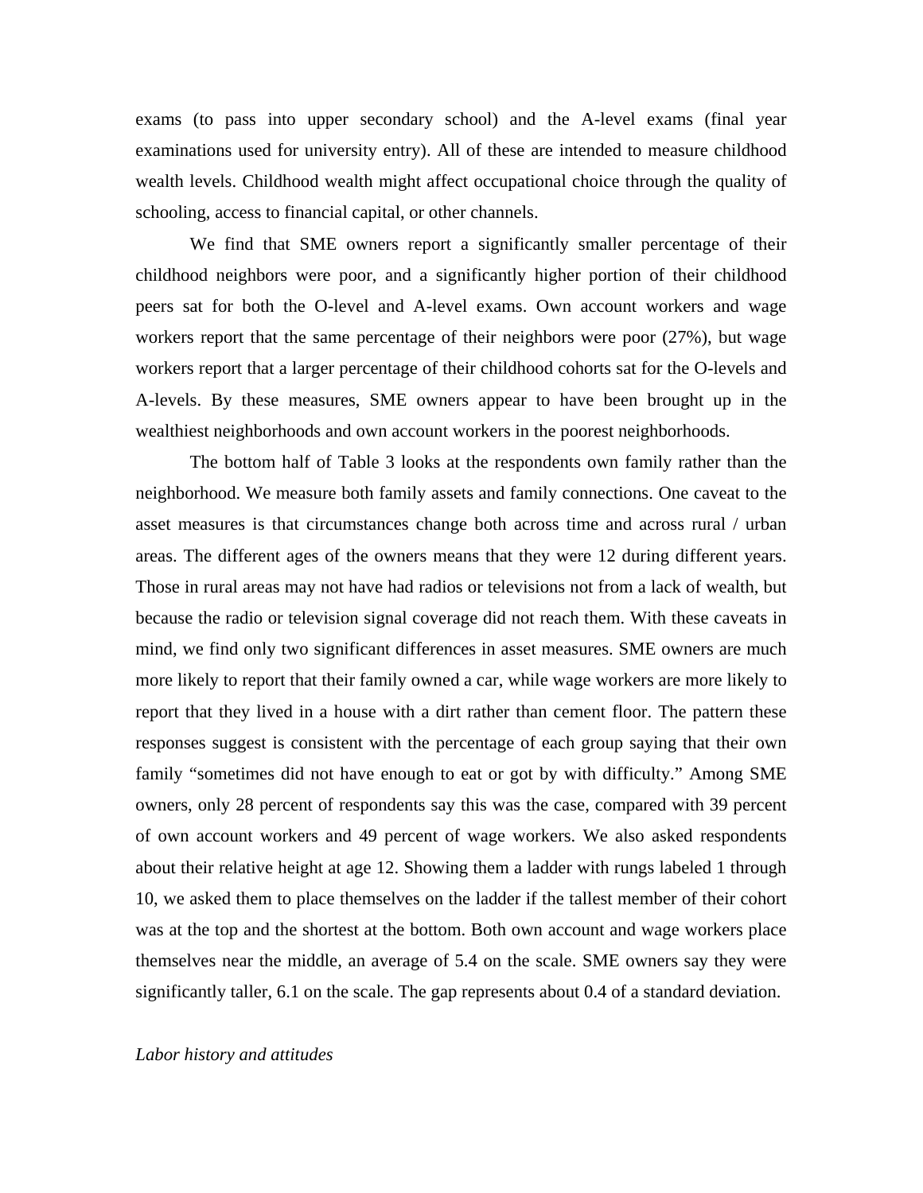exams (to pass into upper secondary school) and the A-level exams (final year examinations used for university entry). All of these are intended to measure childhood wealth levels. Childhood wealth might affect occupational choice through the quality of schooling, access to financial capital, or other channels.

We find that SME owners report a significantly smaller percentage of their childhood neighbors were poor, and a significantly higher portion of their childhood peers sat for both the O-level and A-level exams. Own account workers and wage workers report that the same percentage of their neighbors were poor (27%), but wage workers report that a larger percentage of their childhood cohorts sat for the O-levels and A-levels. By these measures, SME owners appear to have been brought up in the wealthiest neighborhoods and own account workers in the poorest neighborhoods.

The bottom half of Table 3 looks at the respondents own family rather than the neighborhood. We measure both family assets and family connections. One caveat to the asset measures is that circumstances change both across time and across rural / urban areas. The different ages of the owners means that they were 12 during different years. Those in rural areas may not have had radios or televisions not from a lack of wealth, but because the radio or television signal coverage did not reach them. With these caveats in mind, we find only two significant differences in asset measures. SME owners are much more likely to report that their family owned a car, while wage workers are more likely to report that they lived in a house with a dirt rather than cement floor. The pattern these responses suggest is consistent with the percentage of each group saying that their own family "sometimes did not have enough to eat or got by with difficulty." Among SME owners, only 28 percent of respondents say this was the case, compared with 39 percent of own account workers and 49 percent of wage workers. We also asked respondents about their relative height at age 12. Showing them a ladder with rungs labeled 1 through 10, we asked them to place themselves on the ladder if the tallest member of their cohort was at the top and the shortest at the bottom. Both own account and wage workers place themselves near the middle, an average of 5.4 on the scale. SME owners say they were significantly taller, 6.1 on the scale. The gap represents about 0.4 of a standard deviation.

*Labor history and attitudes*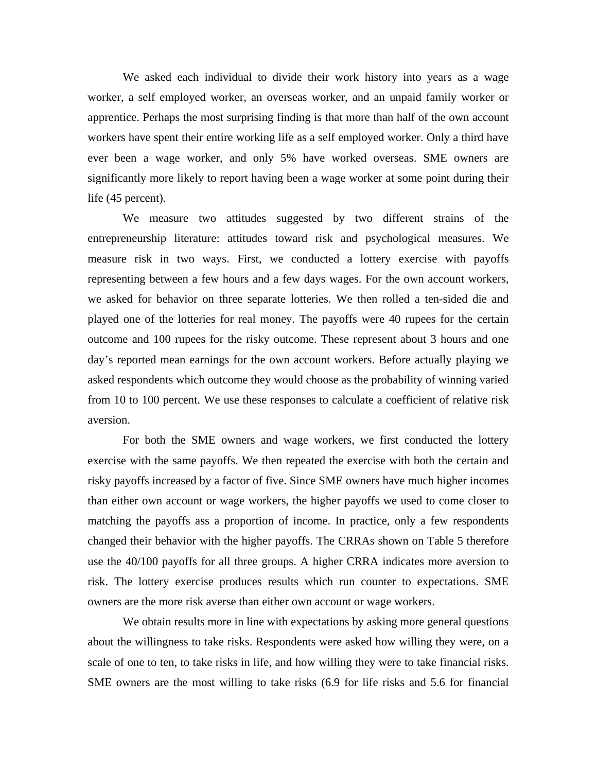We asked each individual to divide their work history into years as a wage worker, a self employed worker, an overseas worker, and an unpaid family worker or apprentice. Perhaps the most surprising finding is that more than half of the own account workers have spent their entire working life as a self employed worker. Only a third have ever been a wage worker, and only 5% have worked overseas. SME owners are significantly more likely to report having been a wage worker at some point during their life (45 percent).

We measure two attitudes suggested by two different strains of the entrepreneurship literature: attitudes toward risk and psychological measures. We measure risk in two ways. First, we conducted a lottery exercise with payoffs representing between a few hours and a few days wages. For the own account workers, we asked for behavior on three separate lotteries. We then rolled a ten-sided die and played one of the lotteries for real money. The payoffs were 40 rupees for the certain outcome and 100 rupees for the risky outcome. These represent about 3 hours and one day's reported mean earnings for the own account workers. Before actually playing we asked respondents which outcome they would choose as the probability of winning varied from 10 to 100 percent. We use these responses to calculate a coefficient of relative risk aversion.

For both the SME owners and wage workers, we first conducted the lottery exercise with the same payoffs. We then repeated the exercise with both the certain and risky payoffs increased by a factor of five. Since SME owners have much higher incomes than either own account or wage workers, the higher payoffs we used to come closer to matching the payoffs ass a proportion of income. In practice, only a few respondents changed their behavior with the higher payoffs. The CRRAs shown on Table 5 therefore use the 40/100 payoffs for all three groups. A higher CRRA indicates more aversion to risk. The lottery exercise produces results which run counter to expectations. SME owners are the more risk averse than either own account or wage workers.

We obtain results more in line with expectations by asking more general questions about the willingness to take risks. Respondents were asked how willing they were, on a scale of one to ten, to take risks in life, and how willing they were to take financial risks. SME owners are the most willing to take risks (6.9 for life risks and 5.6 for financial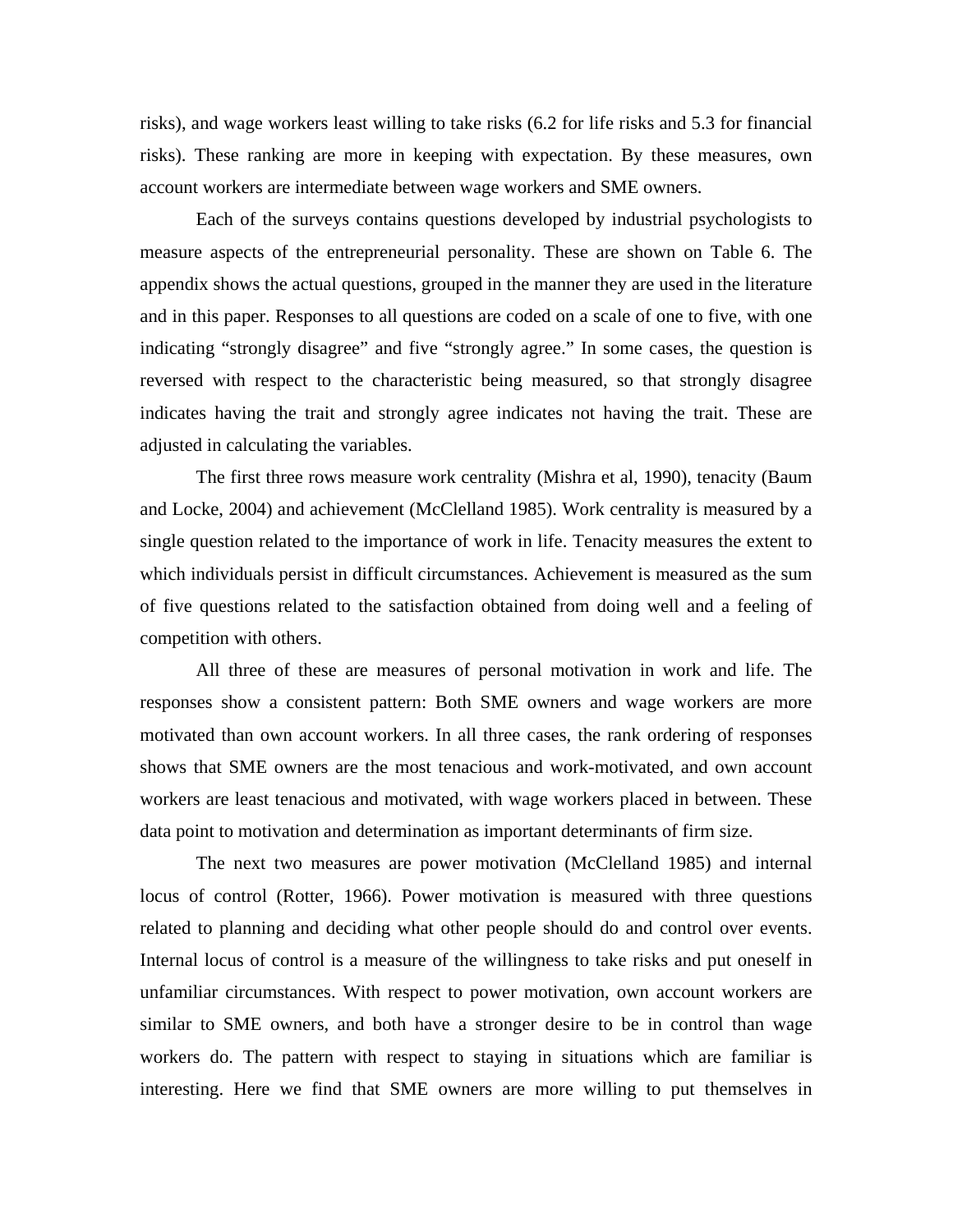risks), and wage workers least willing to take risks (6.2 for life risks and 5.3 for financial risks). These ranking are more in keeping with expectation. By these measures, own account workers are intermediate between wage workers and SME owners.

Each of the surveys contains questions developed by industrial psychologists to measure aspects of the entrepreneurial personality. These are shown on Table 6. The appendix shows the actual questions, grouped in the manner they are used in the literature and in this paper. Responses to all questions are coded on a scale of one to five, with one indicating "strongly disagree" and five "strongly agree." In some cases, the question is reversed with respect to the characteristic being measured, so that strongly disagree indicates having the trait and strongly agree indicates not having the trait. These are adjusted in calculating the variables.

The first three rows measure work centrality (Mishra et al, 1990), tenacity (Baum and Locke, 2004) and achievement (McClelland 1985). Work centrality is measured by a single question related to the importance of work in life. Tenacity measures the extent to which individuals persist in difficult circumstances. Achievement is measured as the sum of five questions related to the satisfaction obtained from doing well and a feeling of competition with others.

All three of these are measures of personal motivation in work and life. The responses show a consistent pattern: Both SME owners and wage workers are more motivated than own account workers. In all three cases, the rank ordering of responses shows that SME owners are the most tenacious and work-motivated, and own account workers are least tenacious and motivated, with wage workers placed in between. These data point to motivation and determination as important determinants of firm size.

The next two measures are power motivation (McClelland 1985) and internal locus of control (Rotter, 1966). Power motivation is measured with three questions related to planning and deciding what other people should do and control over events. Internal locus of control is a measure of the willingness to take risks and put oneself in unfamiliar circumstances. With respect to power motivation, own account workers are similar to SME owners, and both have a stronger desire to be in control than wage workers do. The pattern with respect to staying in situations which are familiar is interesting. Here we find that SME owners are more willing to put themselves in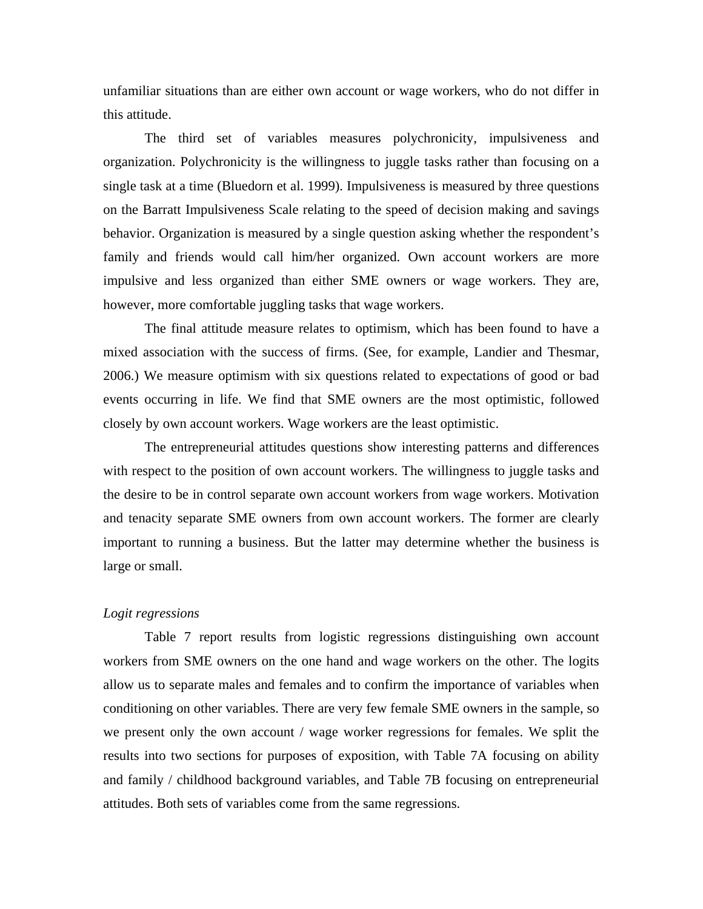unfamiliar situations than are either own account or wage workers, who do not differ in this attitude.

The third set of variables measures polychronicity, impulsiveness and organization. Polychronicity is the willingness to juggle tasks rather than focusing on a single task at a time (Bluedorn et al. 1999). Impulsiveness is measured by three questions on the Barratt Impulsiveness Scale relating to the speed of decision making and savings behavior. Organization is measured by a single question asking whether the respondent's family and friends would call him/her organized. Own account workers are more impulsive and less organized than either SME owners or wage workers. They are, however, more comfortable juggling tasks that wage workers.

The final attitude measure relates to optimism, which has been found to have a mixed association with the success of firms. (See, for example, Landier and Thesmar, 2006.) We measure optimism with six questions related to expectations of good or bad events occurring in life. We find that SME owners are the most optimistic, followed closely by own account workers. Wage workers are the least optimistic.

The entrepreneurial attitudes questions show interesting patterns and differences with respect to the position of own account workers. The willingness to juggle tasks and the desire to be in control separate own account workers from wage workers. Motivation and tenacity separate SME owners from own account workers. The former are clearly important to running a business. But the latter may determine whether the business is large or small.

*Logit regressions*

Table 7 report results from logistic regressions distinguishing own account workers from SME owners on the one hand and wage workers on the other. The logits allow us to separate males and females and to confirm the importance of variables when conditioning on other variables. There are very few female SME owners in the sample, so we present only the own account / wage worker regressions for females. We split the results into two sections for purposes of exposition, with Table 7A focusing on ability and family / childhood background variables, and Table 7B focusing on entrepreneurial attitudes. Both sets of variables come from the same regressions.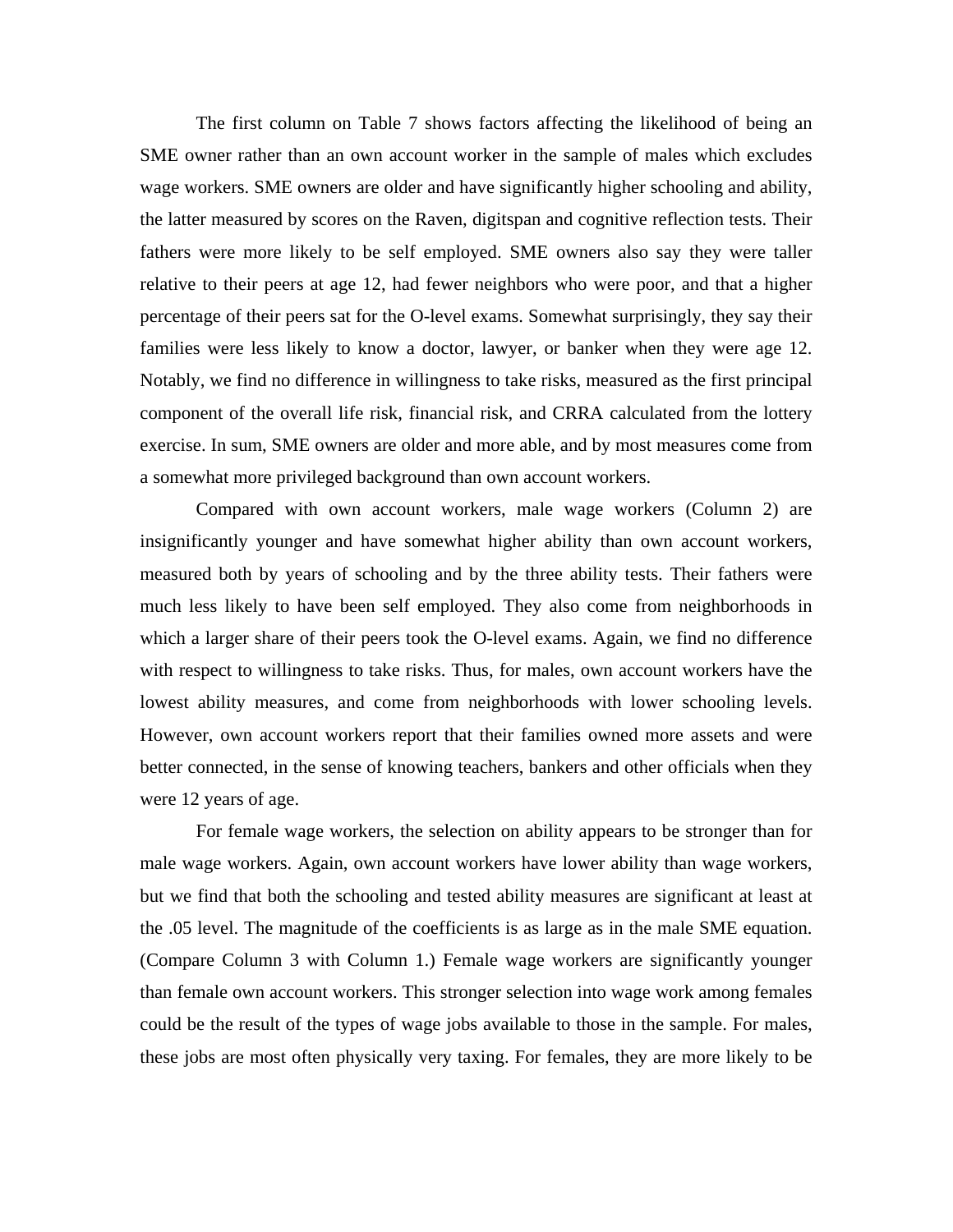The first column on Table 7 shows factors affecting the likelihood of being an SME owner rather than an own account worker in the sample of males which excludes wage workers. SME owners are older and have significantly higher schooling and ability, the latter measured by scores on the Raven, digitspan and cognitive reflection tests. Their fathers were more likely to be self employed. SME owners also say they were taller relative to their peers at age 12, had fewer neighbors who were poor, and that a higher percentage of their peers sat for the O-level exams. Somewhat surprisingly, they say their families were less likely to know a doctor, lawyer, or banker when they were age 12. Notably, we find no difference in willingness to take risks, measured as the first principal component of the overall life risk, financial risk, and CRRA calculated from the lottery exercise. In sum, SME owners are older and more able, and by most measures come from a somewhat more privileged background than own account workers.

Compared with own account workers, male wage workers (Column 2) are insignificantly younger and have somewhat higher ability than own account workers, measured both by years of schooling and by the three ability tests. Their fathers were much less likely to have been self employed. They also come from neighborhoods in which a larger share of their peers took the O-level exams. Again, we find no difference with respect to willingness to take risks. Thus, for males, own account workers have the lowest ability measures, and come from neighborhoods with lower schooling levels. However, own account workers report that their families owned more assets and were better connected, in the sense of knowing teachers, bankers and other officials when they were 12 years of age.

For female wage workers, the selection on ability appears to be stronger than for male wage workers. Again, own account workers have lower ability than wage workers, but we find that both the schooling and tested ability measures are significant at least at the .05 level. The magnitude of the coefficients is as large as in the male SME equation. (Compare Column 3 with Column 1.) Female wage workers are significantly younger than female own account workers. This stronger selection into wage work among females could be the result of the types of wage jobs available to those in the sample. For males, these jobs are most often physically very taxing. For females, they are more likely to be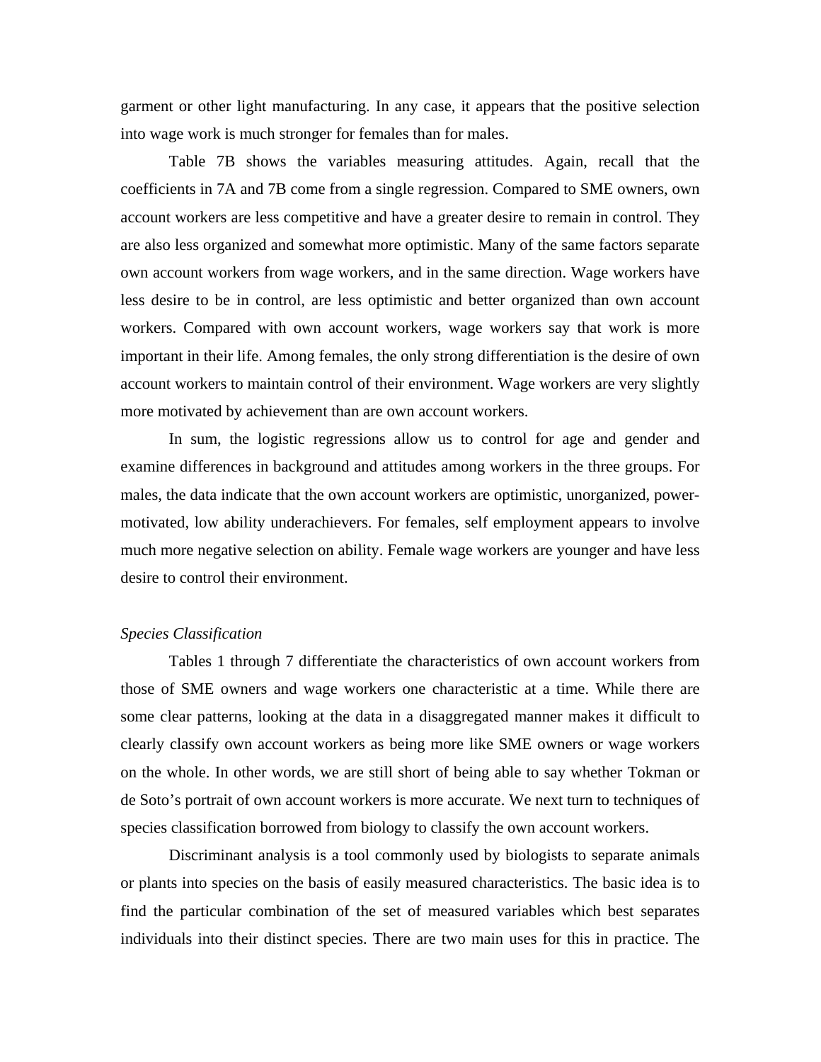garment or other light manufacturing. In any case, it appears that the positive selection into wage work is much stronger for females than for males.

Table 7B shows the variables measuring attitudes. Again, recall that the coefficients in 7A and 7B come from a single regression. Compared to SME owners, own account workers are less competitive and have a greater desire to remain in control. They are also less organized and somewhat more optimistic. Many of the same factors separate own account workers from wage workers, and in the same direction. Wage workers have less desire to be in control, are less optimistic and better organized than own account workers. Compared with own account workers, wage workers say that work is more important in their life. Among females, the only strong differentiation is the desire of own account workers to maintain control of their environment. Wage workers are very slightly more motivated by achievement than are own account workers.

In sum, the logistic regressions allow us to control for age and gender and examine differences in background and attitudes among workers in the three groups. For males, the data indicate that the own account workers are optimistic, unorganized, power-motivated, low ability underachievers. For females, self employment appears to involve much more negative selection on ability. Female wage workers are younger and have less desire to control their environment.

*Species Classification*

Tables 1 through 7 differentiate the characteristics of own account workers from those of SME owners and wage workers one characteristic at a time. While there are some clear patterns, looking at the data in a disaggregated manner makes it difficult to clearly classify own account workers as being more like SME owners or wage workers on the whole. In other words, we are still short of being able to say whether Tokman or de Soto's portrait of own account workers is more accurate. We next turn to techniques of species classification borrowed from biology to classify the own account workers.

Discriminant analysis is a tool commonly used by biologists to separate animals or plants into species on the basis of easily measured characteristics. The basic idea is to find the particular combination of the set of measured variables which best separates individuals into their distinct species. There are two main uses for this in practice. The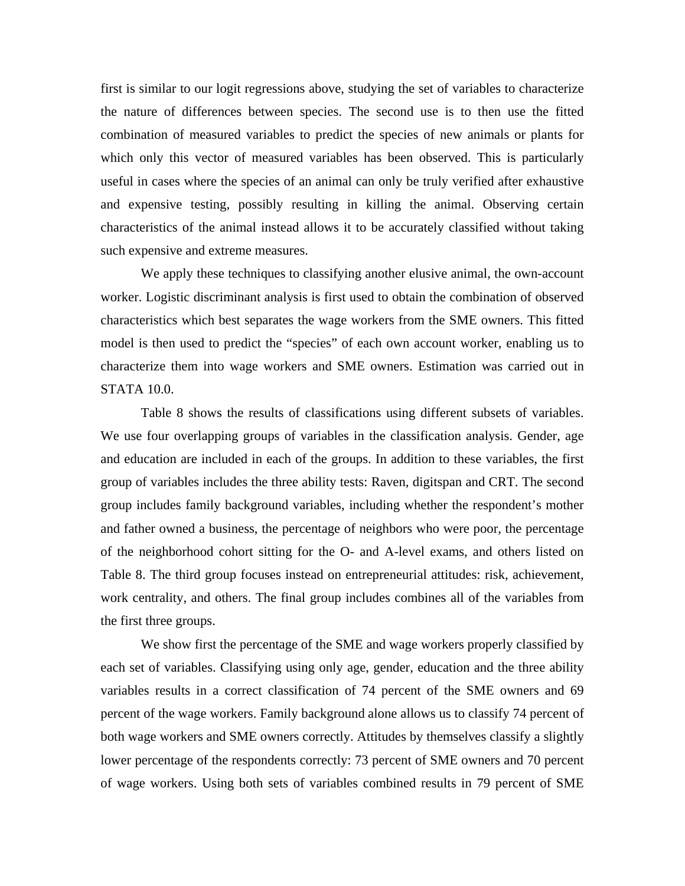first is similar to our logit regressions above, studying the set of variables to characterize the nature of differences between species. The second use is to then use the fitted combination of measured variables to predict the species of new animals or plants for which only this vector of measured variables has been observed. This is particularly useful in cases where the species of an animal can only be truly verified after exhaustive and expensive testing, possibly resulting in killing the animal. Observing certain characteristics of the animal instead allows it to be accurately classified without taking such expensive and extreme measures.

We apply these techniques to classifying another elusive animal, the own-account worker. Logistic discriminant analysis is first used to obtain the combination of observed characteristics which best separates the wage workers from the SME owners. This fitted model is then used to predict the "species" of each own account worker, enabling us to characterize them into wage workers and SME owners. Estimation was carried out in STATA 10.0.

Table 8 shows the results of classifications using different subsets of variables. We use four overlapping groups of variables in the classification analysis. Gender, age and education are included in each of the groups. In addition to these variables, the first group of variables includes the three ability tests: Raven, digitspan and CRT. The second group includes family background variables, including whether the respondent's mother and father owned a business, the percentage of neighbors who were poor, the percentage of the neighborhood cohort sitting for the O- and A-level exams, and others listed on Table 8. The third group focuses instead on entrepreneurial attitudes: risk, achievement, work centrality, and others. The final group includes combines all of the variables from the first three groups.

We show first the percentage of the SME and wage workers properly classified by each set of variables. Classifying using only age, gender, education and the three ability variables results in a correct classification of 74 percent of the SME owners and 69 percent of the wage workers. Family background alone allows us to classify 74 percent of both wage workers and SME owners correctly. Attitudes by themselves classify a slightly lower percentage of the respondents correctly: 73 percent of SME owners and 70 percent of wage workers. Using both sets of variables combined results in 79 percent of SME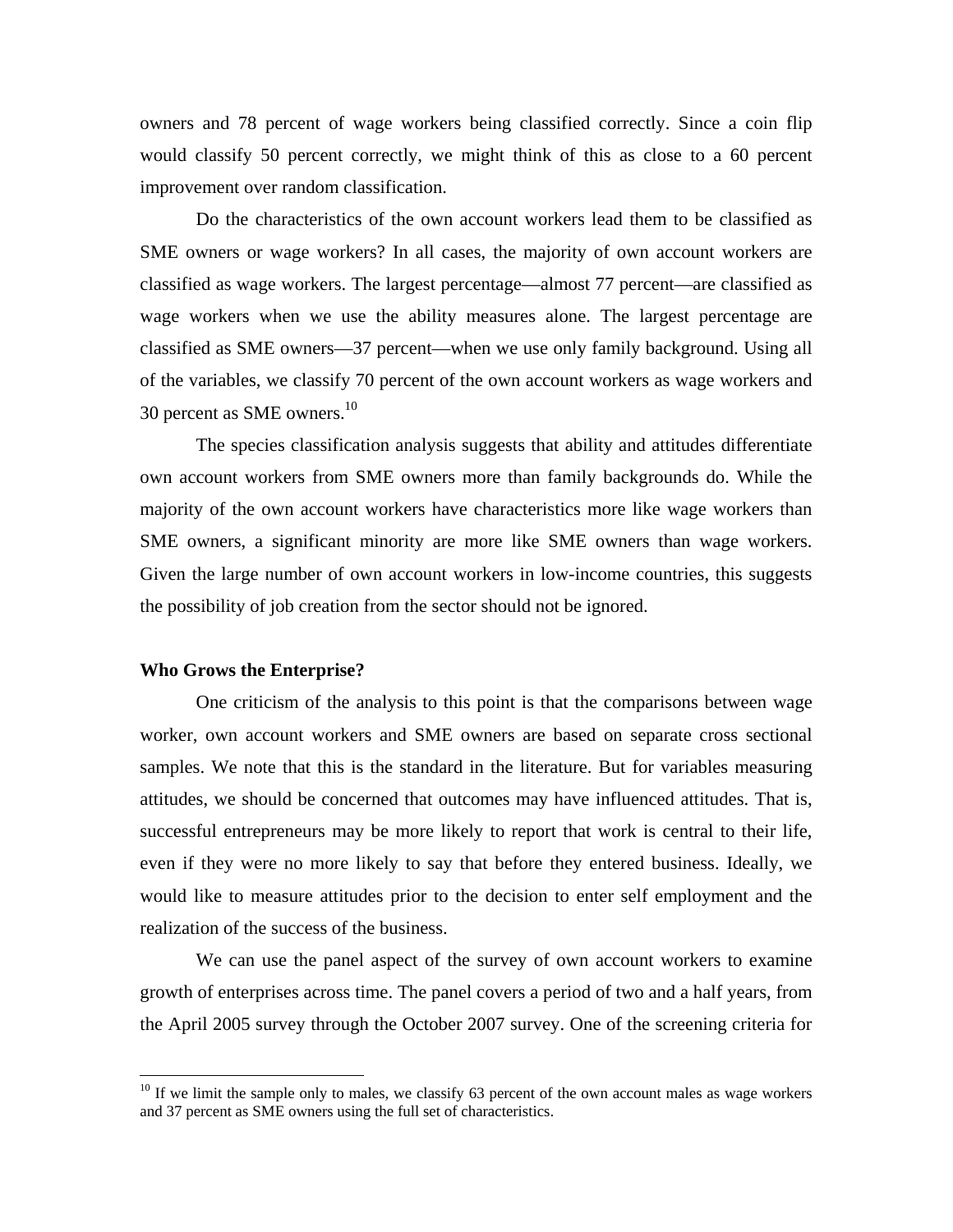owners and 78 percent of wage workers being classified correctly. Since a coin flip would classify 50 percent correctly, we might think of this as close to a 60 percent improvement over random classification.

Do the characteristics of the own account workers lead them to be classified as SME owners or wage workers? In all cases, the majority of own account workers are classified as wage workers. The largest percentage—almost 77 percent—are classified as wage workers when we use the ability measures alone. The largest percentage are classified as SME owners—37 percent—when we use only family background. Using all of the variables, we classify 70 percent of the own account workers as wage workers and 30 percent as SME owners.[10]

The species classification analysis suggests that ability and attitudes differentiate own account workers from SME owners more than family backgrounds do. While the majority of the own account workers have characteristics more like wage workers than SME owners, a significant minority are more like SME owners than wage workers. Given the large number of own account workers in low-income countries, this suggests the possibility of job creation from the sector should not be ignored.

**Who Grows the Enterprise?**

One criticism of the analysis to this point is that the comparisons between wage worker, own account workers and SME owners are based on separate cross sectional samples. We note that this is the standard in the literature. But for variables measuring attitudes, we should be concerned that outcomes may have influenced attitudes. That is, successful entrepreneurs may be more likely to report that work is central to their life, even if they were no more likely to say that before they entered business. Ideally, we would like to measure attitudes prior to the decision to enter self employment and the realization of the success of the business.

We can use the panel aspect of the survey of own account workers to examine growth of enterprises across time. The panel covers a period of two and a half years, from the April 2005 survey through the October 2007 survey. One of the screening criteria for

[10] If we limit the sample only to males, we classify 63 percent of the own account males as wage workers and 37 percent as SME owners using the full set of characteristics.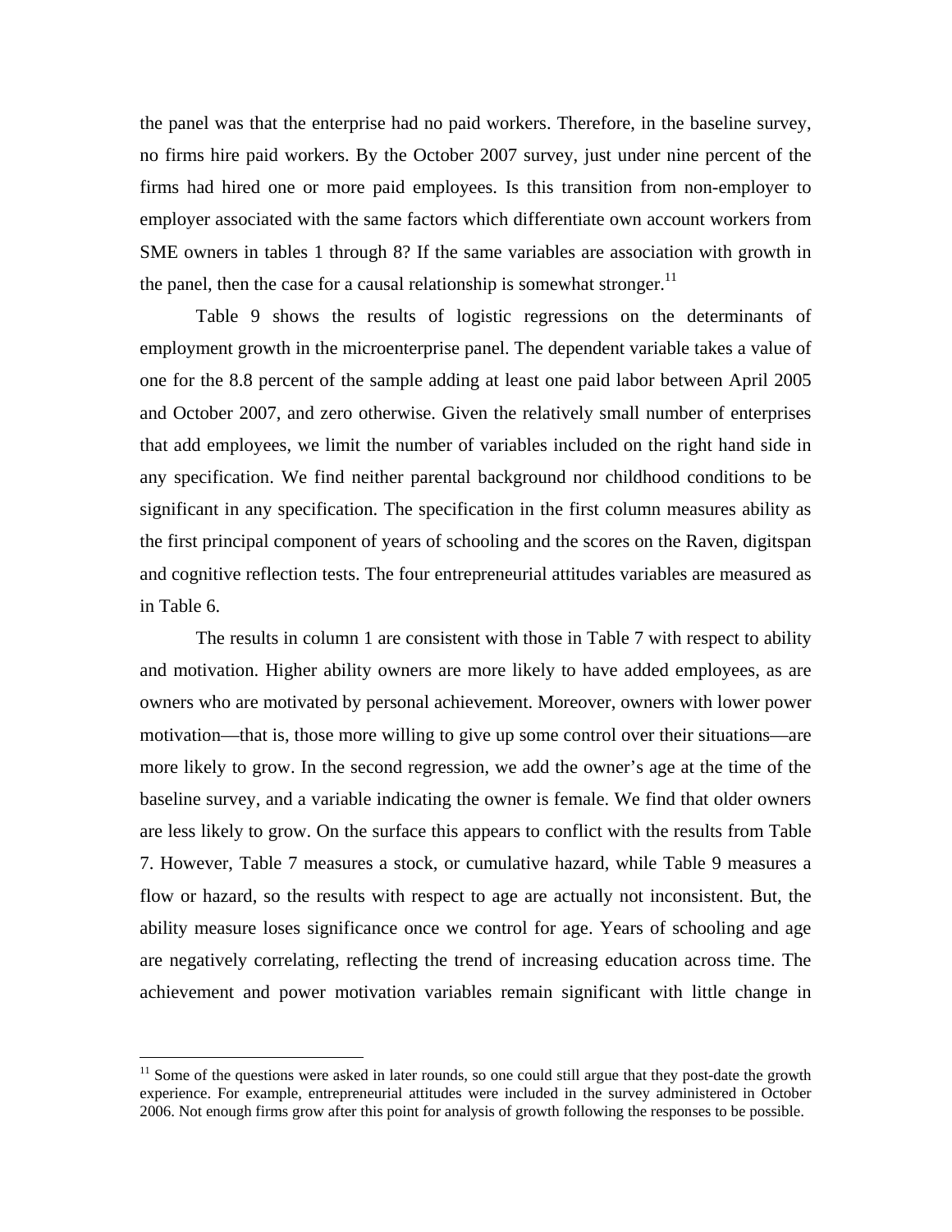the panel was that the enterprise had no paid workers. Therefore, in the baseline survey, no firms hire paid workers. By the October 2007 survey, just under nine percent of the firms had hired one or more paid employees. Is this transition from non-employer to employer associated with the same factors which differentiate own account workers from SME owners in tables 1 through 8? If the same variables are association with growth in the panel, then the case for a causal relationship is somewhat stronger.[11]

Table 9 shows the results of logistic regressions on the determinants of employment growth in the microenterprise panel. The dependent variable takes a value of one for the 8.8 percent of the sample adding at least one paid labor between April 2005 and October 2007, and zero otherwise. Given the relatively small number of enterprises that add employees, we limit the number of variables included on the right hand side in any specification. We find neither parental background nor childhood conditions to be significant in any specification. The specification in the first column measures ability as the first principal component of years of schooling and the scores on the Raven, digitspan and cognitive reflection tests. The four entrepreneurial attitudes variables are measured as in Table 6.

The results in column 1 are consistent with those in Table 7 with respect to ability and motivation. Higher ability owners are more likely to have added employees, as are owners who are motivated by personal achievement. Moreover, owners with lower power motivation—that is, those more willing to give up some control over their situations—are more likely to grow. In the second regression, we add the owner's age at the time of the baseline survey, and a variable indicating the owner is female. We find that older owners are less likely to grow. On the surface this appears to conflict with the results from Table 7. However, Table 7 measures a stock, or cumulative hazard, while Table 9 measures a flow or hazard, so the results with respect to age are actually not inconsistent. But, the ability measure loses significance once we control for age. Years of schooling and age are negatively correlating, reflecting the trend of increasing education across time. The achievement and power motivation variables remain significant with little change in

[11] Some of the questions were asked in later rounds, so one could still argue that they post-date the growth experience. For example, entrepreneurial attitudes were included in the survey administered in October 2006. Not enough firms grow after this point for analysis of growth following the responses to be possible.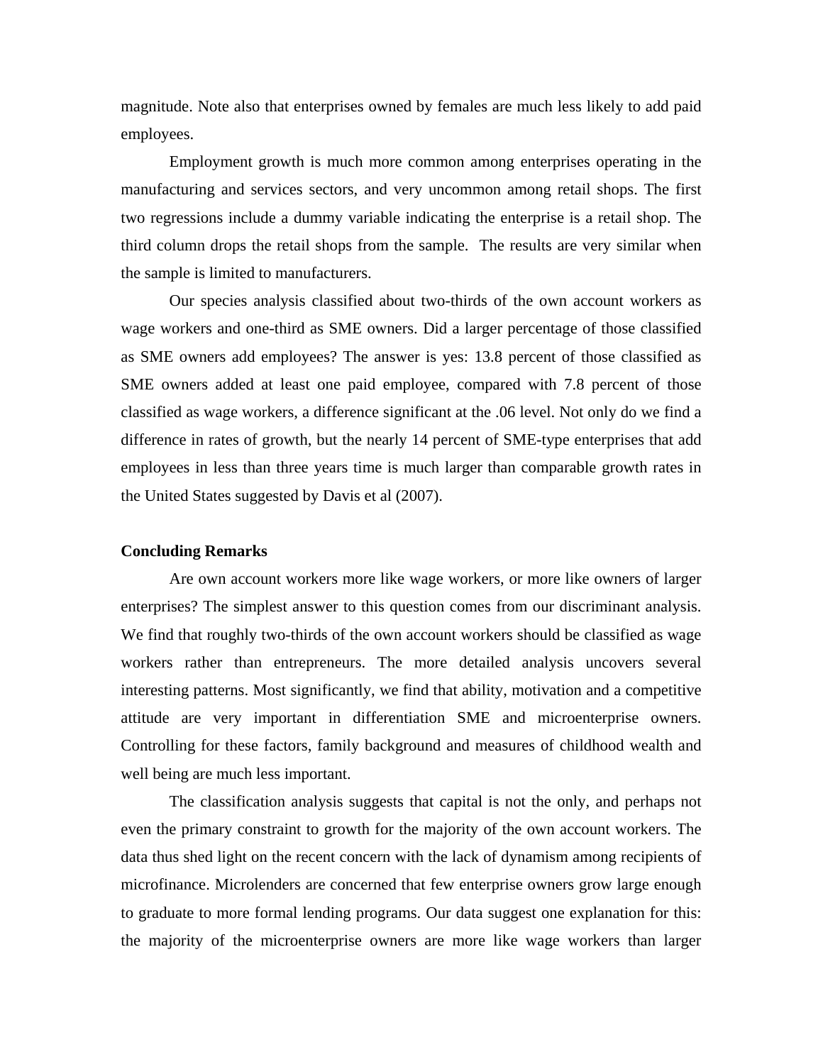magnitude. Note also that enterprises owned by females are much less likely to add paid employees.

Employment growth is much more common among enterprises operating in the manufacturing and services sectors, and very uncommon among retail shops. The first two regressions include a dummy variable indicating the enterprise is a retail shop. The third column drops the retail shops from the sample. The results are very similar when the sample is limited to manufacturers.

Our species analysis classified about two-thirds of the own account workers as wage workers and one-third as SME owners. Did a larger percentage of those classified as SME owners add employees? The answer is yes: 13.8 percent of those classified as SME owners added at least one paid employee, compared with 7.8 percent of those classified as wage workers, a difference significant at the .06 level. Not only do we find a difference in rates of growth, but the nearly 14 percent of SME-type enterprises that add employees in less than three years time is much larger than comparable growth rates in the United States suggested by Davis et al (2007).

**Concluding Remarks**

Are own account workers more like wage workers, or more like owners of larger enterprises? The simplest answer to this question comes from our discriminant analysis. We find that roughly two-thirds of the own account workers should be classified as wage workers rather than entrepreneurs. The more detailed analysis uncovers several interesting patterns. Most significantly, we find that ability, motivation and a competitive attitude are very important in differentiation SME and microenterprise owners. Controlling for these factors, family background and measures of childhood wealth and well being are much less important.

The classification analysis suggests that capital is not the only, and perhaps not even the primary constraint to growth for the majority of the own account workers. The data thus shed light on the recent concern with the lack of dynamism among recipients of microfinance. Microlenders are concerned that few enterprise owners grow large enough to graduate to more formal lending programs. Our data suggest one explanation for this: the majority of the microenterprise owners are more like wage workers than larger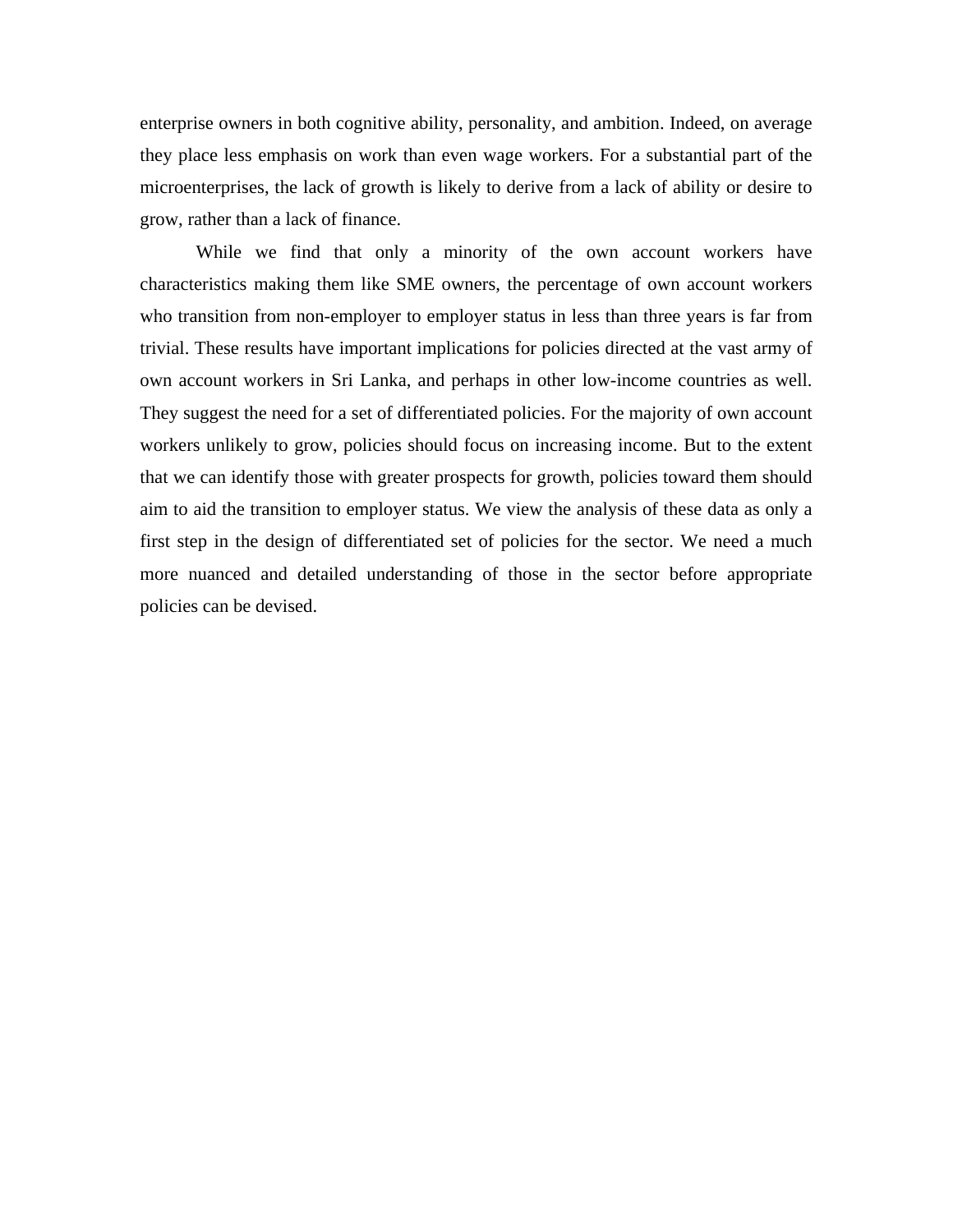enterprise owners in both cognitive ability, personality, and ambition. Indeed, on average they place less emphasis on work than even wage workers. For a substantial part of the microenterprises, the lack of growth is likely to derive from a lack of ability or desire to grow, rather than a lack of finance.

While we find that only a minority of the own account workers have characteristics making them like SME owners, the percentage of own account workers who transition from non-employer to employer status in less than three years is far from trivial. These results have important implications for policies directed at the vast army of own account workers in Sri Lanka, and perhaps in other low-income countries as well. They suggest the need for a set of differentiated policies. For the majority of own account workers unlikely to grow, policies should focus on increasing income. But to the extent that we can identify those with greater prospects for growth, policies toward them should aim to aid the transition to employer status. We view the analysis of these data as only a first step in the design of differentiated set of policies for the sector. We need a much more nuanced and detailed understanding of those in the sector before appropriate policies can be devised.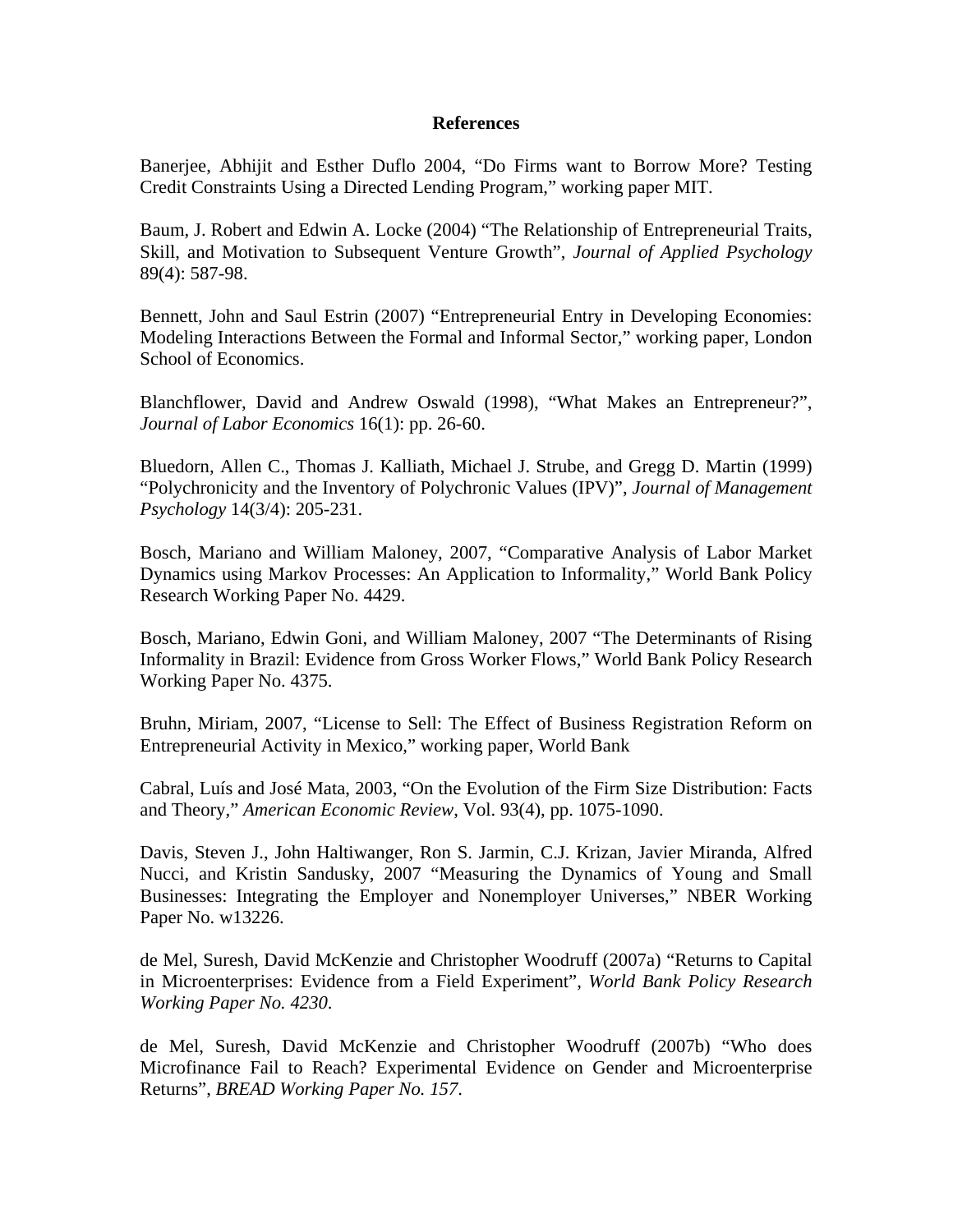## References

Banerjee, Abhijit and Esther Duflo 2004, "Do Firms want to Borrow More? Testing Credit Constraints Using a Directed Lending Program," working paper MIT.

Baum, J. Robert and Edwin A. Locke (2004) "The Relationship of Entrepreneurial Traits, Skill, and Motivation to Subsequent Venture Growth", *Journal of Applied Psychology* 89(4): 587-98.

Bennett, John and Saul Estrin (2007) "Entrepreneurial Entry in Developing Economies: Modeling Interactions Between the Formal and Informal Sector," working paper, London School of Economics.

Blanchflower, David and Andrew Oswald (1998), "What Makes an Entrepreneur?", *Journal of Labor Economics* 16(1): pp. 26-60.

Bluedorn, Allen C., Thomas J. Kalliath, Michael J. Strube, and Gregg D. Martin (1999) "Polychronicity and the Inventory of Polychronic Values (IPV)", *Journal of Management Psychology* 14(3/4): 205-231.

Bosch, Mariano and William Maloney, 2007, "Comparative Analysis of Labor Market Dynamics using Markov Processes: An Application to Informality," World Bank Policy Research Working Paper No. 4429.

Bosch, Mariano, Edwin Goni, and William Maloney, 2007 "The Determinants of Rising Informality in Brazil: Evidence from Gross Worker Flows," World Bank Policy Research Working Paper No. 4375.

Bruhn, Miriam, 2007, "License to Sell: The Effect of Business Registration Reform on Entrepreneurial Activity in Mexico," working paper, World Bank

Cabral, Luís and José Mata, 2003, "On the Evolution of the Firm Size Distribution: Facts and Theory," *American Economic Review*, Vol. 93(4), pp. 1075-1090.

Davis, Steven J., John Haltiwanger, Ron S. Jarmin, C.J. Krizan, Javier Miranda, Alfred Nucci, and Kristin Sandusky, 2007 "Measuring the Dynamics of Young and Small Businesses: Integrating the Employer and Nonemployer Universes," NBER Working Paper No. w13226.

de Mel, Suresh, David McKenzie and Christopher Woodruff (2007a) "Returns to Capital in Microenterprises: Evidence from a Field Experiment", *World Bank Policy Research Working Paper No. 4230*.

de Mel, Suresh, David McKenzie and Christopher Woodruff (2007b) "Who does Microfinance Fail to Reach? Experimental Evidence on Gender and Microenterprise Returns", *BREAD Working Paper No. 157*.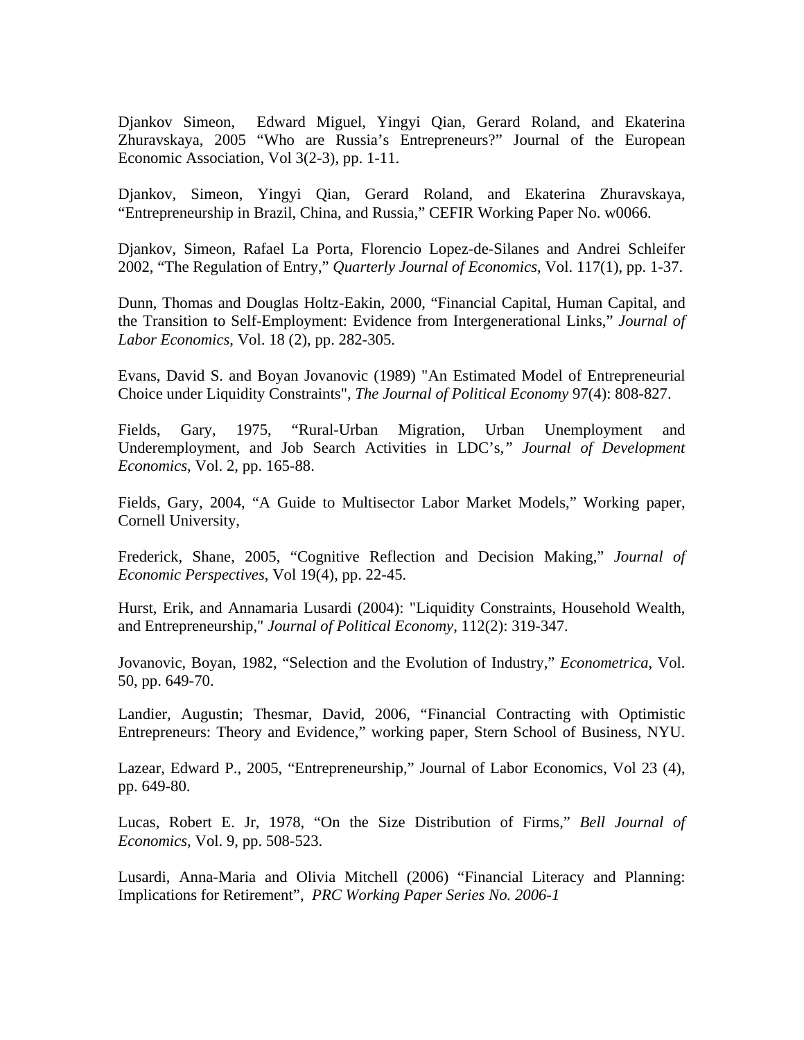Djankov Simeon, Edward Miguel, Yingyi Qian, Gerard Roland, and Ekaterina Zhuravskaya, 2005 "Who are Russia's Entrepreneurs?" Journal of the European Economic Association, Vol 3(2-3), pp. 1-11.

Djankov, Simeon, Yingyi Qian, Gerard Roland, and Ekaterina Zhuravskaya, "Entrepreneurship in Brazil, China, and Russia," CEFIR Working Paper No. w0066.

Djankov, Simeon, Rafael La Porta, Florencio Lopez-de-Silanes and Andrei Schleifer 2002, "The Regulation of Entry," *Quarterly Journal of Economics*, Vol. 117(1), pp. 1-37.

Dunn, Thomas and Douglas Holtz-Eakin, 2000, "Financial Capital, Human Capital, and the Transition to Self-Employment: Evidence from Intergenerational Links," *Journal of Labor Economics*, Vol. 18 (2), pp. 282-305.

Evans, David S. and Boyan Jovanovic (1989) "An Estimated Model of Entrepreneurial Choice under Liquidity Constraints", *The Journal of Political Economy* 97(4): 808-827.

Fields, Gary, 1975, "Rural-Urban Migration, Urban Unemployment and Underemployment, and Job Search Activities in LDC's," *Journal of Development Economics*, Vol. 2, pp. 165-88.

Fields, Gary, 2004, "A Guide to Multisector Labor Market Models," Working paper, Cornell University,

Frederick, Shane, 2005, "Cognitive Reflection and Decision Making," *Journal of Economic Perspectives*, Vol 19(4), pp. 22-45.

Hurst, Erik, and Annamaria Lusardi (2004): "Liquidity Constraints, Household Wealth, and Entrepreneurship," *Journal of Political Economy*, 112(2): 319-347.

Jovanovic, Boyan, 1982, "Selection and the Evolution of Industry," *Econometrica*, Vol. 50, pp. 649-70.

Landier, Augustin; Thesmar, David, 2006, "Financial Contracting with Optimistic Entrepreneurs: Theory and Evidence," working paper, Stern School of Business, NYU.

Lazear, Edward P., 2005, "Entrepreneurship," Journal of Labor Economics, Vol 23 (4), pp. 649-80.

Lucas, Robert E. Jr, 1978, "On the Size Distribution of Firms," *Bell Journal of Economics*, Vol. 9, pp. 508-523.

Lusardi, Anna-Maria and Olivia Mitchell (2006) "Financial Literacy and Planning: Implications for Retirement", *PRC Working Paper Series No. 2006-1*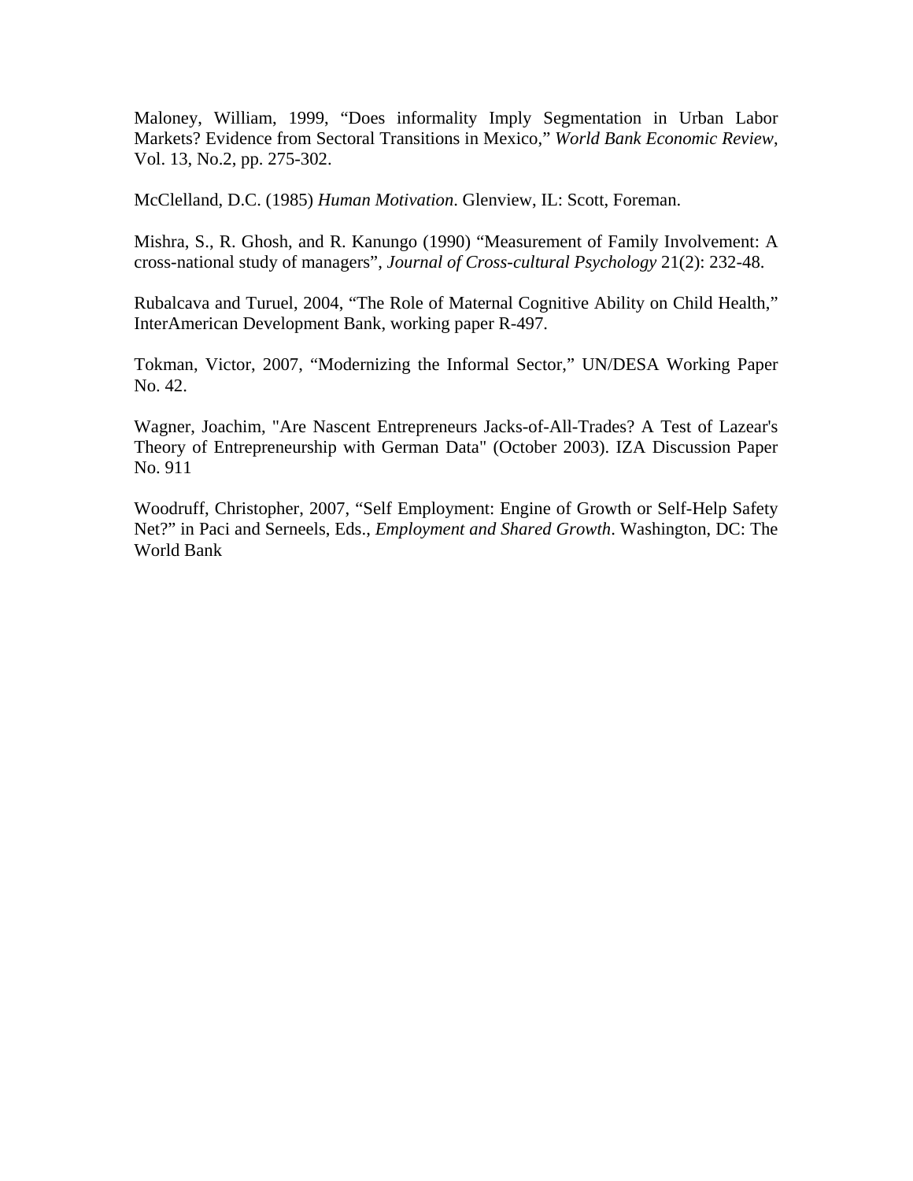Maloney, William, 1999, “Does informality Imply Segmentation in Urban Labor Markets? Evidence from Sectoral Transitions in Mexico,” *World Bank Economic Review*, Vol. 13, No.2, pp. 275-302.

McClelland, D.C. (1985) *Human Motivation*. Glenview, IL: Scott, Foreman.

Mishra, S., R. Ghosh, and R. Kanungo (1990) “Measurement of Family Involvement: A cross-national study of managers”, *Journal of Cross-cultural Psychology* 21(2): 232-48.

Rubalcava and Turuel, 2004, “The Role of Maternal Cognitive Ability on Child Health,” InterAmerican Development Bank, working paper R-497.

Tokman, Victor, 2007, “Modernizing the Informal Sector,” UN/DESA Working Paper No. 42.

Wagner, Joachim, "Are Nascent Entrepreneurs Jacks-of-All-Trades? A Test of Lazear's Theory of Entrepreneurship with German Data" (October 2003). IZA Discussion Paper No. 911

Woodruff, Christopher, 2007, “Self Employment: Engine of Growth or Self-Help Safety Net?” in Paci and Serneels, Eds., *Employment and Shared Growth*. Washington, DC: The World Bank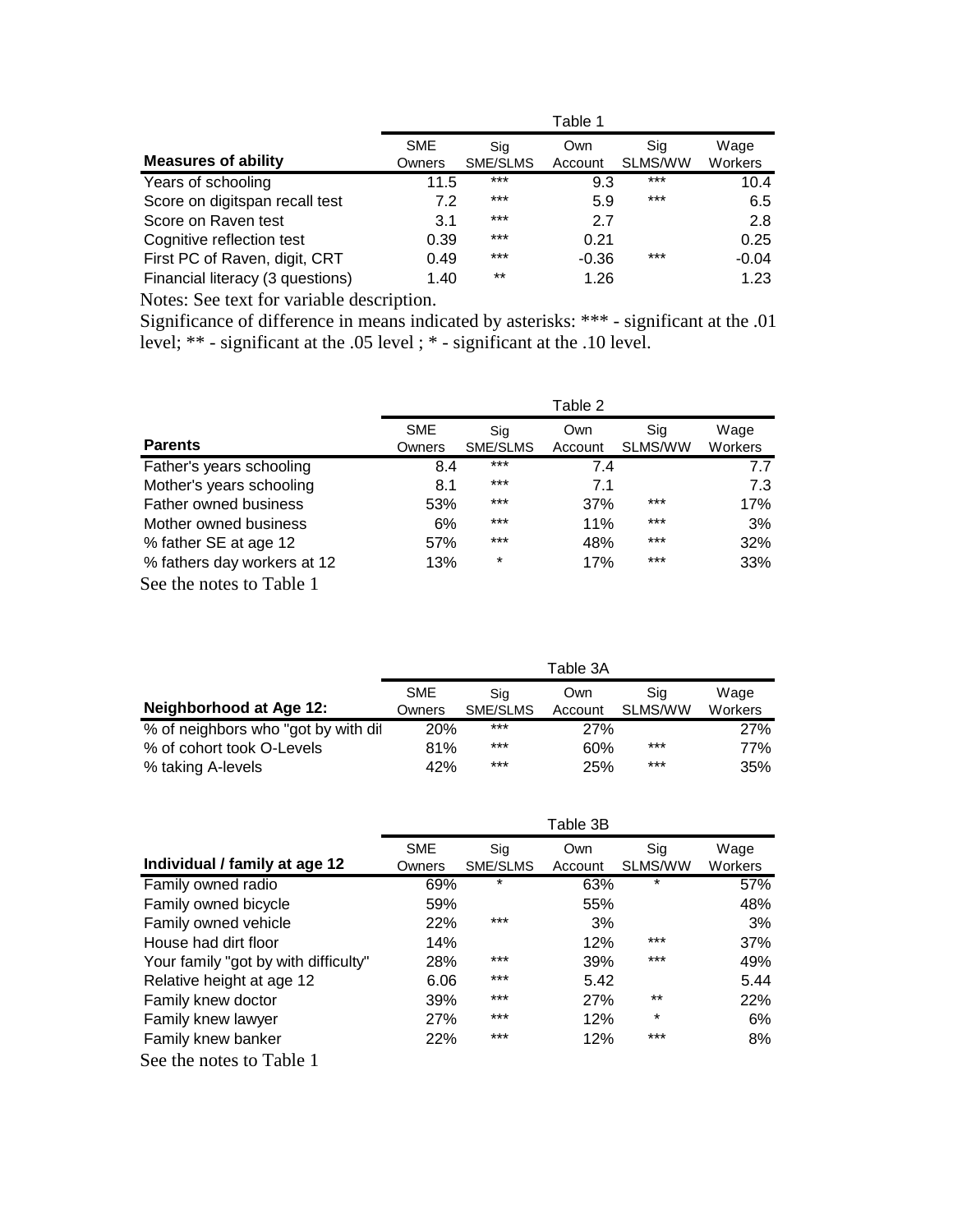Table 1

| Measures of ability | SME Owners | Sig SME/SLMS | Own Account | Sig SLMS/WW | Wage Workers |
|---|---|---|---|---|---|
| Years of schooling | 11.5 | *** | 9.3 | *** | 10.4 |
| Score on digitspan recall test | 7.2 | *** | 5.9 | *** | 6.5 |
| Score on Raven test | 3.1 | *** | 2.7 | | 2.8 |
| Cognitive reflection test | 0.39 | *** | 0.21 | | 0.25 |
| First PC of Raven, digit, CRT | 0.49 | *** | -0.36 | *** | -0.04 |
| Financial literacy (3 questions) | 1.40 | ** | 1.26 | | 1.23 |

Notes: See text for variable description.

Significance of difference in means indicated by asterisks: *** - significant at the .01 level; ** - significant at the .05 level ; * - significant at the .10 level.

Table 2

| Parents | SME Owners | Sig SME/SLMS | Own Account | Sig SLMS/WW | Wage Workers |
|---|---|---|---|---|---|
| Father's years schooling | 8.4 | *** | 7.4 | | 7.7 |
| Mother's years schooling | 8.1 | *** | 7.1 | | 7.3 |
| Father owned business | 53% | *** | 37% | *** | 17% |
| Mother owned business | 6% | *** | 11% | *** | 3% |
| % father SE at age 12 | 57% | *** | 48% | *** | 32% |
| % fathers day workers at 12 | 13% | * | 17% | *** | 33% |

See the notes to Table 1

Table 3A

| Neighborhood at Age 12: | SME Owners | Sig SME/SLMS | Own Account | Sig SLMS/WW | Wage Workers |
|---|---|---|---|---|---|
| % of neighbors who "got by with dil | 20% | *** | 27% | | 27% |
| % of cohort took O-Levels | 81% | *** | 60% | *** | 77% |
| % taking A-levels | 42% | *** | 25% | *** | 35% |

Table 3B

| Individual / family at age 12 | SME Owners | Sig SME/SLMS | Own Account | Sig SLMS/WW | Wage Workers |
|---|---|---|---|---|---|
| Family owned radio | 69% | * | 63% | * | 57% |
| Family owned bicycle | 59% | | 55% | | 48% |
| Family owned vehicle | 22% | *** | 3% | | 3% |
| House had dirt floor | 14% | | 12% | *** | 37% |
| Your family "got by with difficulty" | 28% | *** | 39% | *** | 49% |
| Relative height at age 12 | 6.06 | *** | 5.42 | | 5.44 |
| Family knew doctor | 39% | *** | 27% | ** | 22% |
| Family knew lawyer | 27% | *** | 12% | * | 6% |
| Family knew banker | 22% | *** | 12% | *** | 8% |

See the notes to Table 1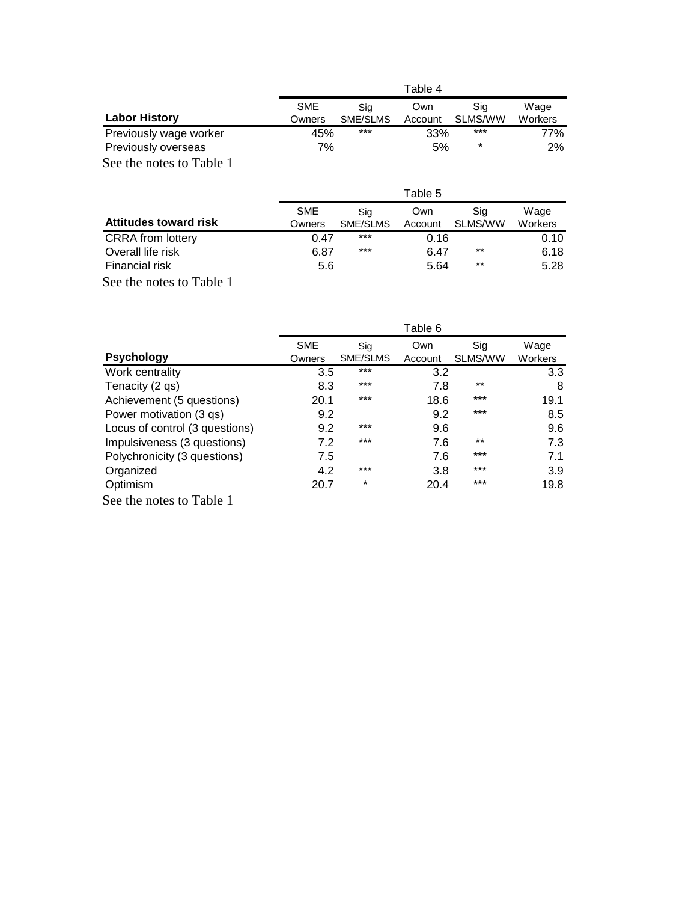Table 4

| Labor History | SME Owners | Sig SME/SLMS | Own Account | Sig SLMS/WW | Wage Workers |
|---|---|---|---|---|---|
| Previously wage worker | 45% | *** | 33% | *** | 77% |
| Previously overseas | 7% | | 5% | * | 2% |

See the notes to Table 1

Table 5

| Attitudes toward risk | SME Owners | Sig SME/SLMS | Own Account | Sig SLMS/WW | Wage Workers |
|---|---|---|---|---|---|
| CRRA from lottery | 0.47 | *** | 0.16 | | 0.10 |
| Overall life risk | 6.87 | *** | 6.47 | ** | 6.18 |
| Financial risk | 5.6 | | 5.64 | ** | 5.28 |

See the notes to Table 1

Table 6

| Psychology | SME Owners | Sig SME/SLMS | Own Account | Sig SLMS/WW | Wage Workers |
|---|---|---|---|---|---|
| Work centrality | 3.5 | *** | 3.2 | | 3.3 |
| Tenacity (2 qs) | 8.3 | *** | 7.8 | ** | 8 |
| Achievement (5 questions) | 20.1 | *** | 18.6 | *** | 19.1 |
| Power motivation (3 qs) | 9.2 | | 9.2 | *** | 8.5 |
| Locus of control (3 questions) | 9.2 | *** | 9.6 | | 9.6 |
| Impulsiveness (3 questions) | 7.2 | *** | 7.6 | ** | 7.3 |
| Polychronicity (3 questions) | 7.5 | | 7.6 | *** | 7.1 |
| Organized | 4.2 | *** | 3.8 | *** | 3.9 |
| Optimism | 20.7 | * | 20.4 | *** | 19.8 |

See the notes to Table 1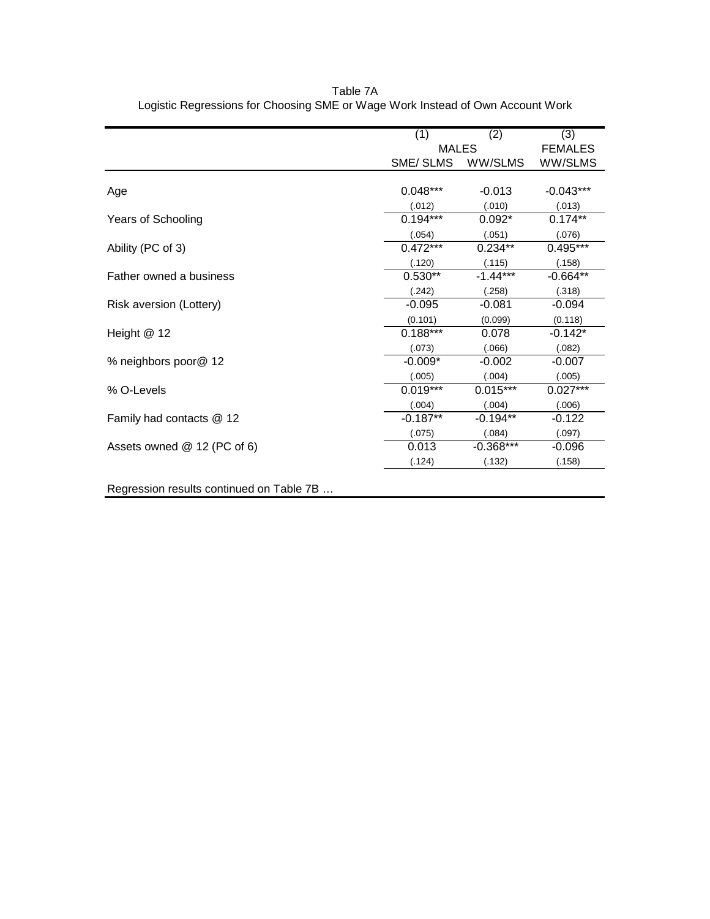Table 7A
Logistic Regressions for Choosing SME or Wage Work Instead of Own Account Work

| | (1) | (2) | (3) |
|---|---|---|---|
| | MALES | | FEMALES |
| | SME/ SLMS | WW/SLMS | WW/SLMS |
| Age | 0.048*** | -0.013 | -0.043*** |
| | (.012) | (.010) | (.013) |
| Years of Schooling | 0.194*** | 0.092* | 0.174** |
| | (.054) | (.051) | (.076) |
| Ability (PC of 3) | 0.472*** | 0.234** | 0.495*** |
| | (.120) | (.115) | (.158) |
| Father owned a business | 0.530** | -1.44*** | -0.664** |
| | (.242) | (.258) | (.318) |
| Risk aversion (Lottery) | -0.095 | -0.081 | -0.094 |
| | (0.101) | (0.099) | (0.118) |
| Height @ 12 | 0.188*** | 0.078 | -0.142* |
| | (.073) | (.066) | (.082) |
| % neighbors poor@ 12 | -0.009* | -0.002 | -0.007 |
| | (.005) | (.004) | (.005) |
| % O-Levels | 0.019*** | 0.015*** | 0.027*** |
| | (.004) | (.004) | (.006) |
| Family had contacts @ 12 | -0.187** | -0.194** | -0.122 |
| | (.075) | (.084) | (.097) |
| Assets owned @ 12 (PC of 6) | 0.013 | -0.368*** | -0.096 |
| | (.124) | (.132) | (.158) |

Regression results continued on Table 7B …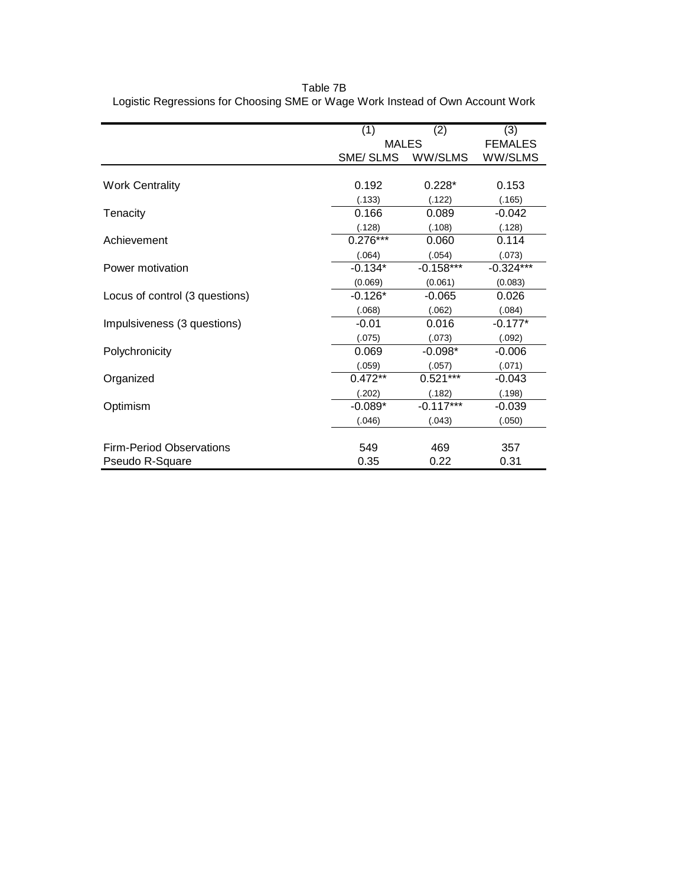Table 7B

Logistic Regressions for Choosing SME or Wage Work Instead of Own Account Work

| | (1) | (2) | (3) |
|---|---|---|---|
| | MALES | | FEMALES |
| | SME/ SLMS | WW/SLMS | WW/SLMS |
| Work Centrality | 0.192 | 0.228* | 0.153 |
| | (.133) | (.122) | (.165) |
| Tenacity | 0.166 | 0.089 | -0.042 |
| | (.128) | (.108) | (.128) |
| Achievement | 0.276*** | 0.060 | 0.114 |
| | (.064) | (.054) | (.073) |
| Power motivation | -0.134* | -0.158*** | -0.324*** |
| | (0.069) | (0.061) | (0.083) |
| Locus of control (3 questions) | -0.126* | -0.065 | 0.026 |
| | (.068) | (.062) | (.084) |
| Impulsiveness (3 questions) | -0.01 | 0.016 | -0.177* |
| | (.075) | (.073) | (.092) |
| Polychronicity | 0.069 | -0.098* | -0.006 |
| | (.059) | (.057) | (.071) |
| Organized | 0.472** | 0.521*** | -0.043 |
| | (.202) | (.182) | (.198) |
| Optimism | -0.089* | -0.117*** | -0.039 |
| | (.046) | (.043) | (.050) |
| Firm-Period Observations | 549 | 469 | 357 |
| Pseudo R-Square | 0.35 | 0.22 | 0.31 |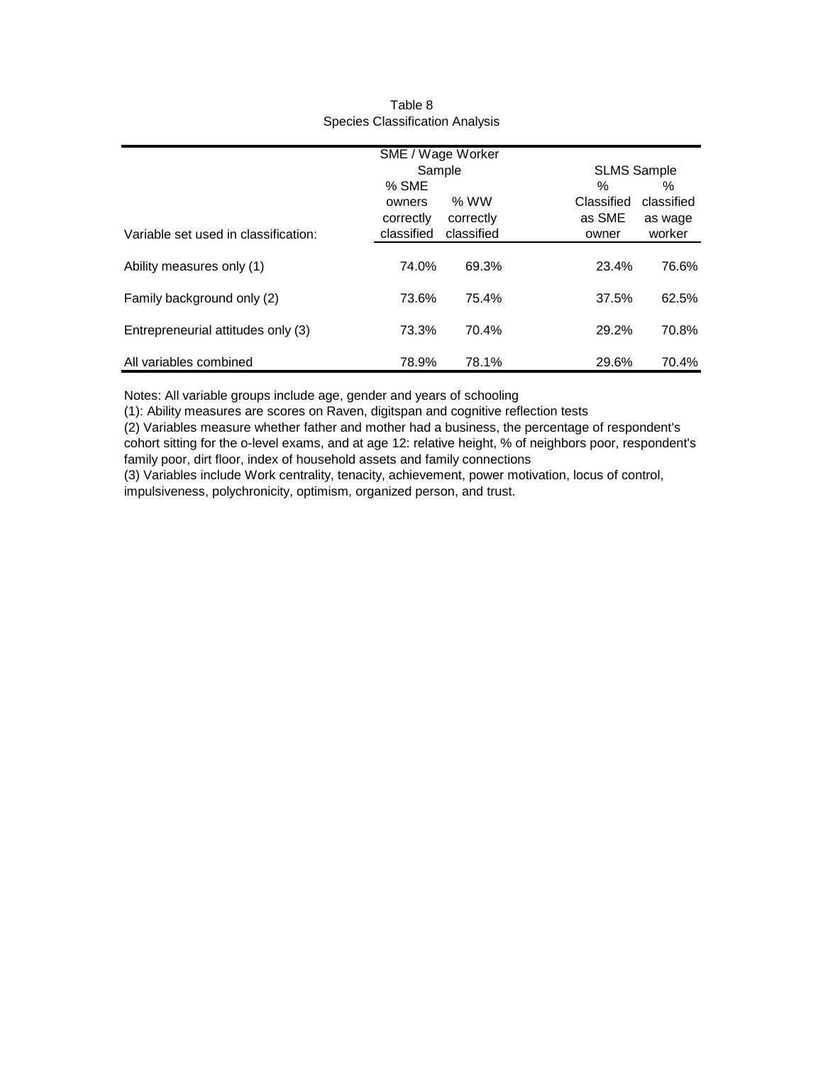Table 8
Species Classification Analysis

| | SME / Wage Worker Sample | | SLMS Sample | |
|---|---|---|---|---|
| Variable set used in classification: | % SME owners correctly classified | % WW correctly classified | % Classified as SME owner | % classified as wage worker |
| Ability measures only (1) | 74.0% | 69.3% | 23.4% | 76.6% |
| Family background only (2) | 73.6% | 75.4% | 37.5% | 62.5% |
| Entrepreneurial attitudes only (3) | 73.3% | 70.4% | 29.2% | 70.8% |
| All variables combined | 78.9% | 78.1% | 29.6% | 70.4% |

Notes: All variable groups include age, gender and years of schooling

(1): Ability measures are scores on Raven, digitspan and cognitive reflection tests

(2) Variables measure whether father and mother had a business, the percentage of respondent's cohort sitting for the o-level exams, and at age 12: relative height, % of neighbors poor, respondent's family poor, dirt floor, index of household assets and family connections

(3) Variables include Work centrality, tenacity, achievement, power motivation, locus of control, impulsiveness, polychronicity, optimism, organized person, and trust.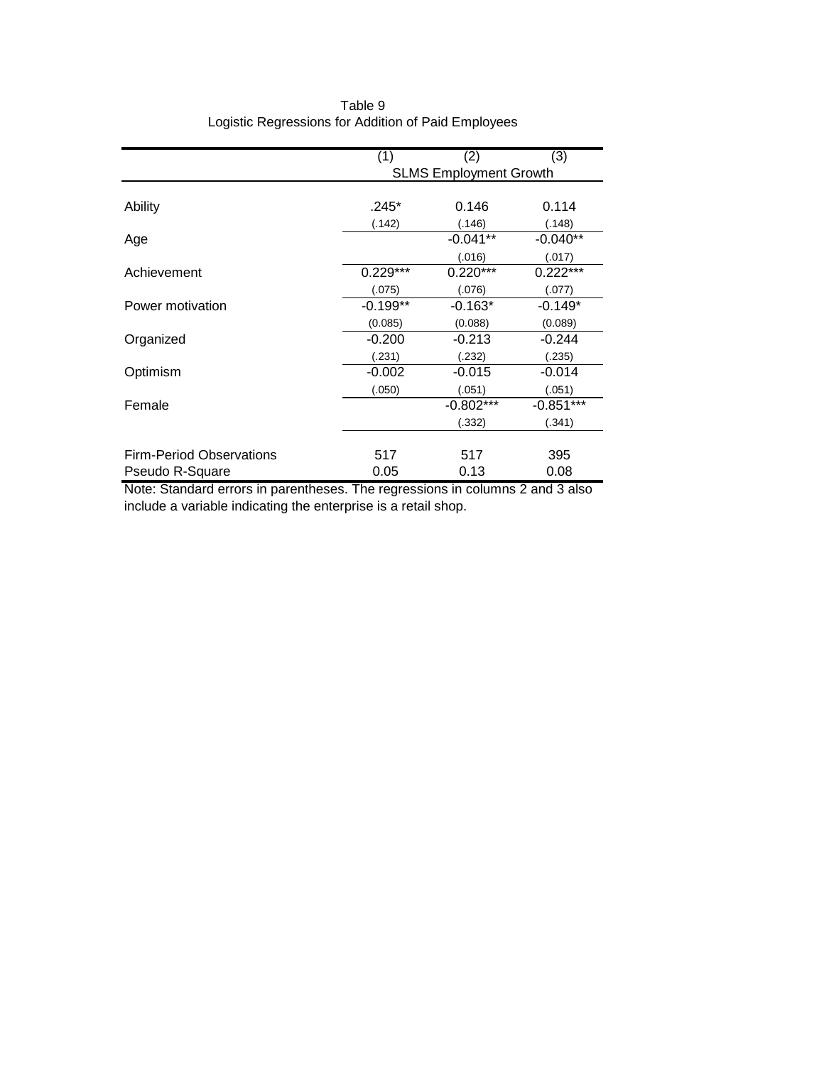Table 9
Logistic Regressions for Addition of Paid Employees

| | (1) | (2) | (3) |
|---|---|---|---|
| | SLMS Employment Growth | | |
| Ability | .245* | 0.146 | 0.114 |
| | (.142) | (.146) | (.148) |
| Age | | -0.041** | -0.040** |
| | | (.016) | (.017) |
| Achievement | 0.229*** | 0.220*** | 0.222*** |
| | (.075) | (.076) | (.077) |
| Power motivation | -0.199** | -0.163* | -0.149* |
| | (0.085) | (0.088) | (0.089) |
| Organized | -0.200 | -0.213 | -0.244 |
| | (.231) | (.232) | (.235) |
| Optimism | -0.002 | -0.015 | -0.014 |
| | (.050) | (.051) | (.051) |
| Female | | -0.802*** | -0.851*** |
| | | (.332) | (.341) |
| Firm-Period Observations | 517 | 517 | 395 |
| Pseudo R-Square | 0.05 | 0.13 | 0.08 |

Note: Standard errors in parentheses. The regressions in columns 2 and 3 also include a variable indicating the enterprise is a retail shop.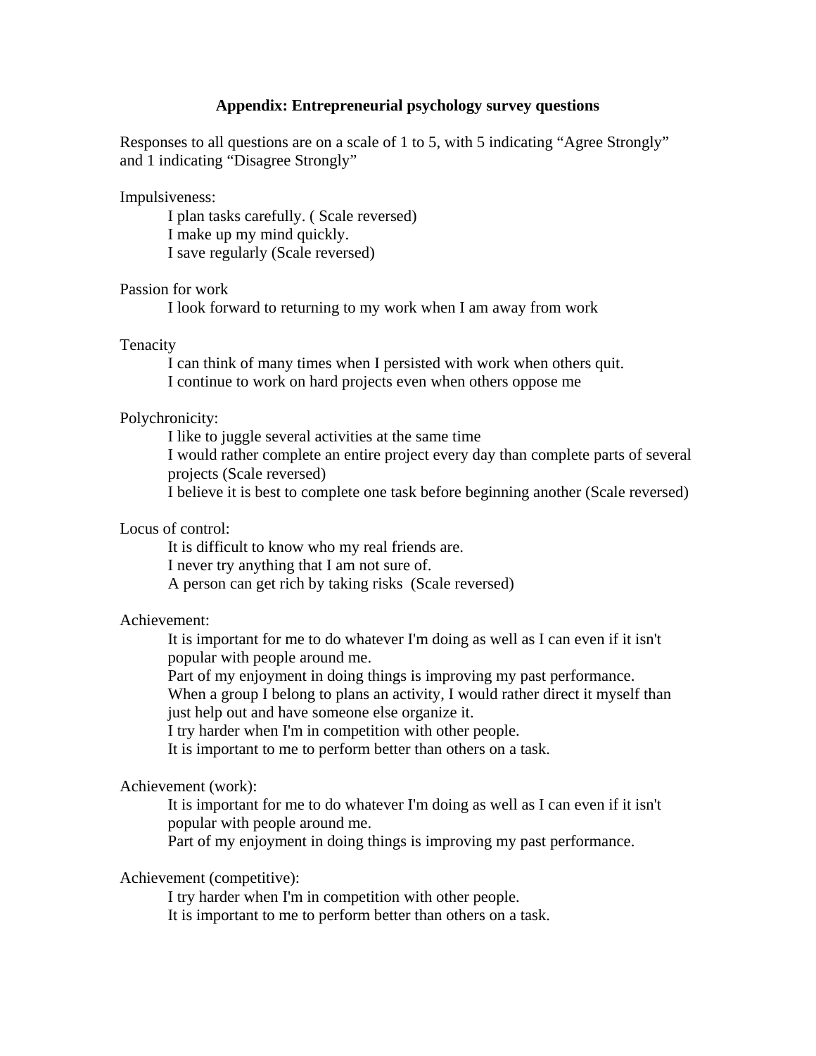## Appendix: Entrepreneurial psychology survey questions

Responses to all questions are on a scale of 1 to 5, with 5 indicating “Agree Strongly” and 1 indicating “Disagree Strongly”

Impulsiveness:

- I plan tasks carefully. ( Scale reversed)
- I make up my mind quickly.
- I save regularly (Scale reversed)

Passion for work

- I look forward to returning to my work when I am away from work

Tenacity

- I can think of many times when I persisted with work when others quit.
- I continue to work on hard projects even when others oppose me

Polychronicity:

- I like to juggle several activities at the same time
- I would rather complete an entire project every day than complete parts of several projects (Scale reversed)
- I believe it is best to complete one task before beginning another (Scale reversed)

Locus of control:

- It is difficult to know who my real friends are.
- I never try anything that I am not sure of.
- A person can get rich by taking risks (Scale reversed)

Achievement:

- It is important for me to do whatever I'm doing as well as I can even if it isn't popular with people around me.
- Part of my enjoyment in doing things is improving my past performance.
- When a group I belong to plans an activity, I would rather direct it myself than just help out and have someone else organize it.
- I try harder when I'm in competition with other people.
- It is important to me to perform better than others on a task.

Achievement (work):

- It is important for me to do whatever I'm doing as well as I can even if it isn't popular with people around me.
- Part of my enjoyment in doing things is improving my past performance.

Achievement (competitive):

- I try harder when I'm in competition with other people.
- It is important to me to perform better than others on a task.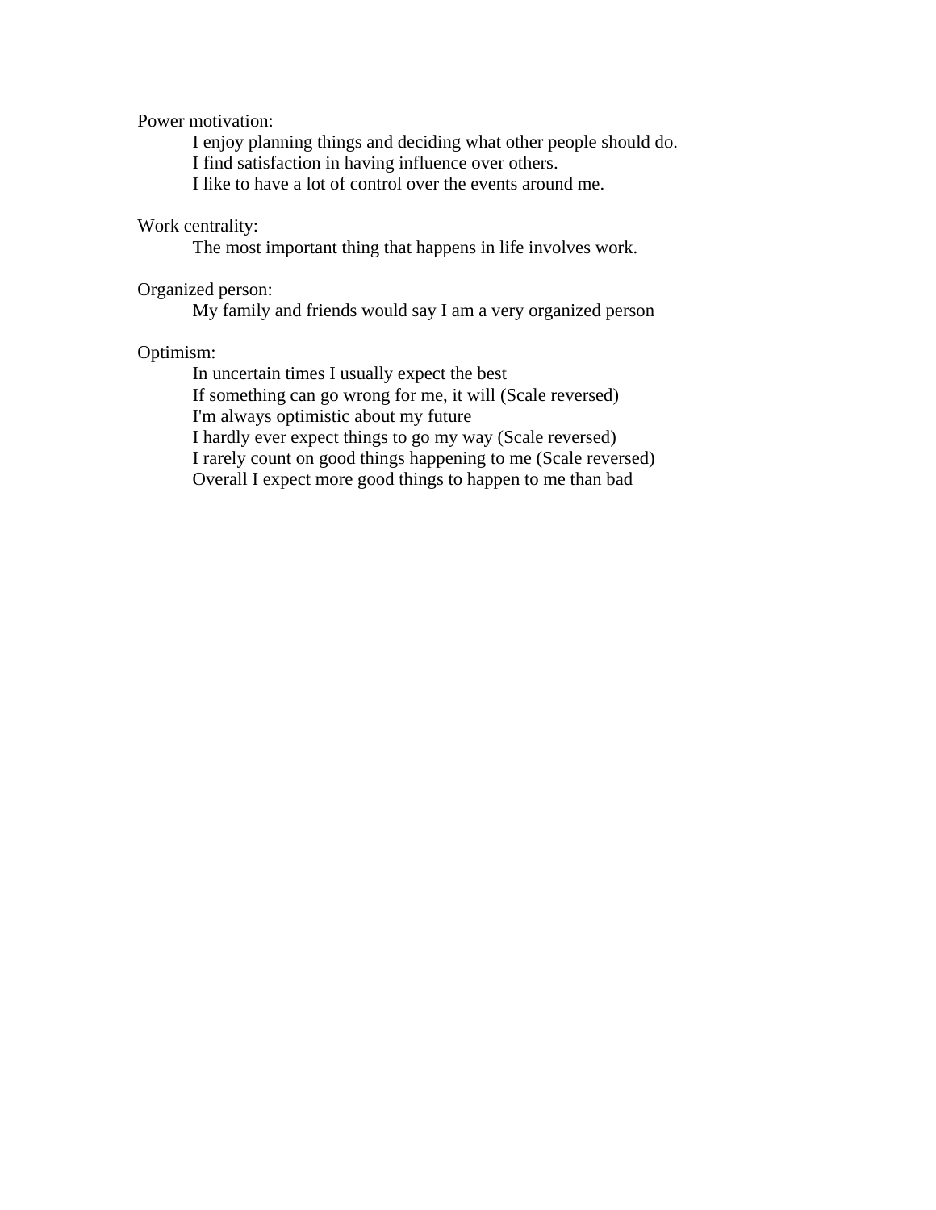Power motivation:

- I enjoy planning things and deciding what other people should do.
- I find satisfaction in having influence over others.
- I like to have a lot of control over the events around me.

Work centrality:

- The most important thing that happens in life involves work.

Organized person:

- My family and friends would say I am a very organized person

Optimism:

- In uncertain times I usually expect the best
- If something can go wrong for me, it will (Scale reversed)
- I'm always optimistic about my future
- I hardly ever expect things to go my way (Scale reversed)
- I rarely count on good things happening to me (Scale reversed)
- Overall I expect more good things to happen to me than bad